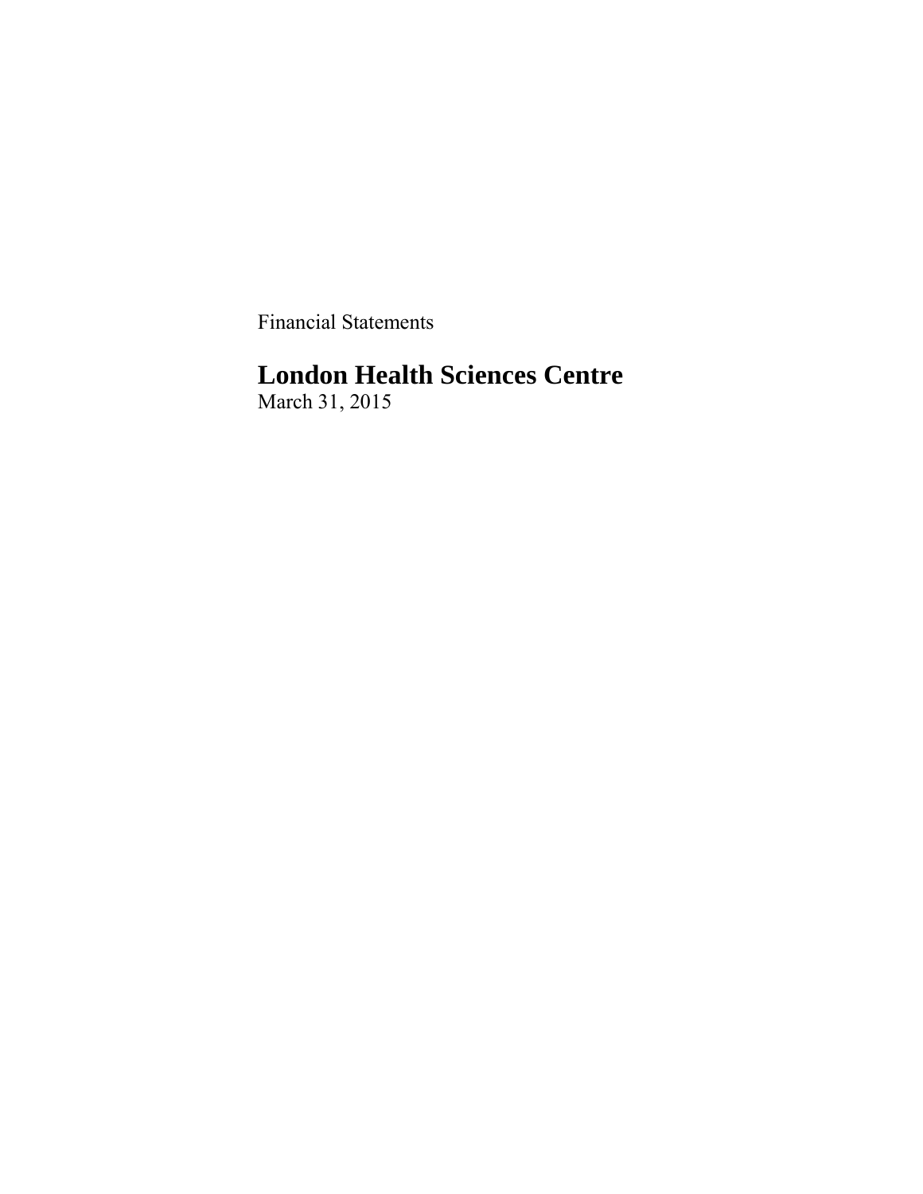Financial Statements

# London Health Sciences Centre

March 31, 2015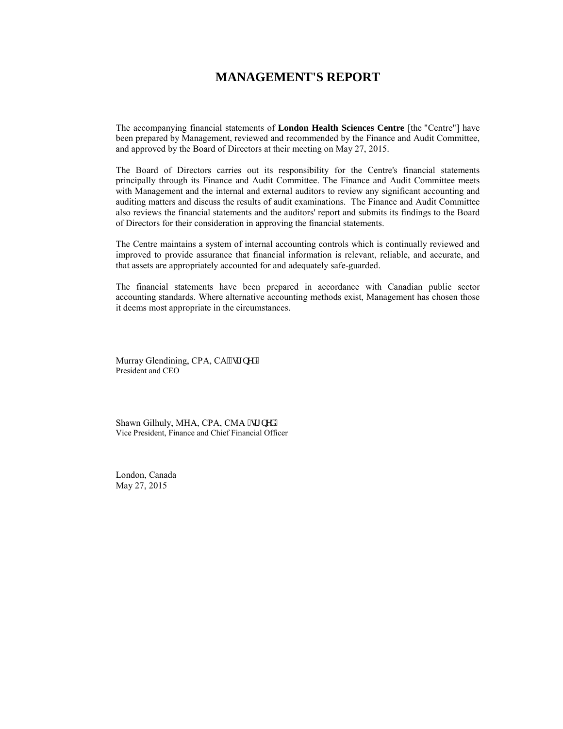# MANAGEMENT'S REPORT

The accompanying financial statements of **London Health Sciences Centre** [the "Centre"] have been prepared by Management, reviewed and recommended by the Finance and Audit Committee, and approved by the Board of Directors at their meeting on May 27, 2015.

The Board of Directors carries out its responsibility for the Centre's financial statements principally through its Finance and Audit Committee. The Finance and Audit Committee meets with Management and the internal and external auditors to review any significant accounting and auditing matters and discuss the results of audit examinations. The Finance and Audit Committee also reviews the financial statements and the auditors' report and submits its findings to the Board of Directors for their consideration in approving the financial statements.

The Centre maintains a system of internal accounting controls which is continually reviewed and improved to provide assurance that financial information is relevant, reliable, and accurate, and that assets are appropriately accounted for and adequately safe-guarded.

The financial statements have been prepared in accordance with Canadian public sector accounting standards. Where alternative accounting methods exist, Management has chosen those it deems most appropriate in the circumstances.

Murray Glendining, CPA, CA (signed)
President and CEO

Shawn Gilhuly, MHA, CPA, CMA (signed)
Vice President, Finance and Chief Financial Officer

London, Canada
May 27, 2015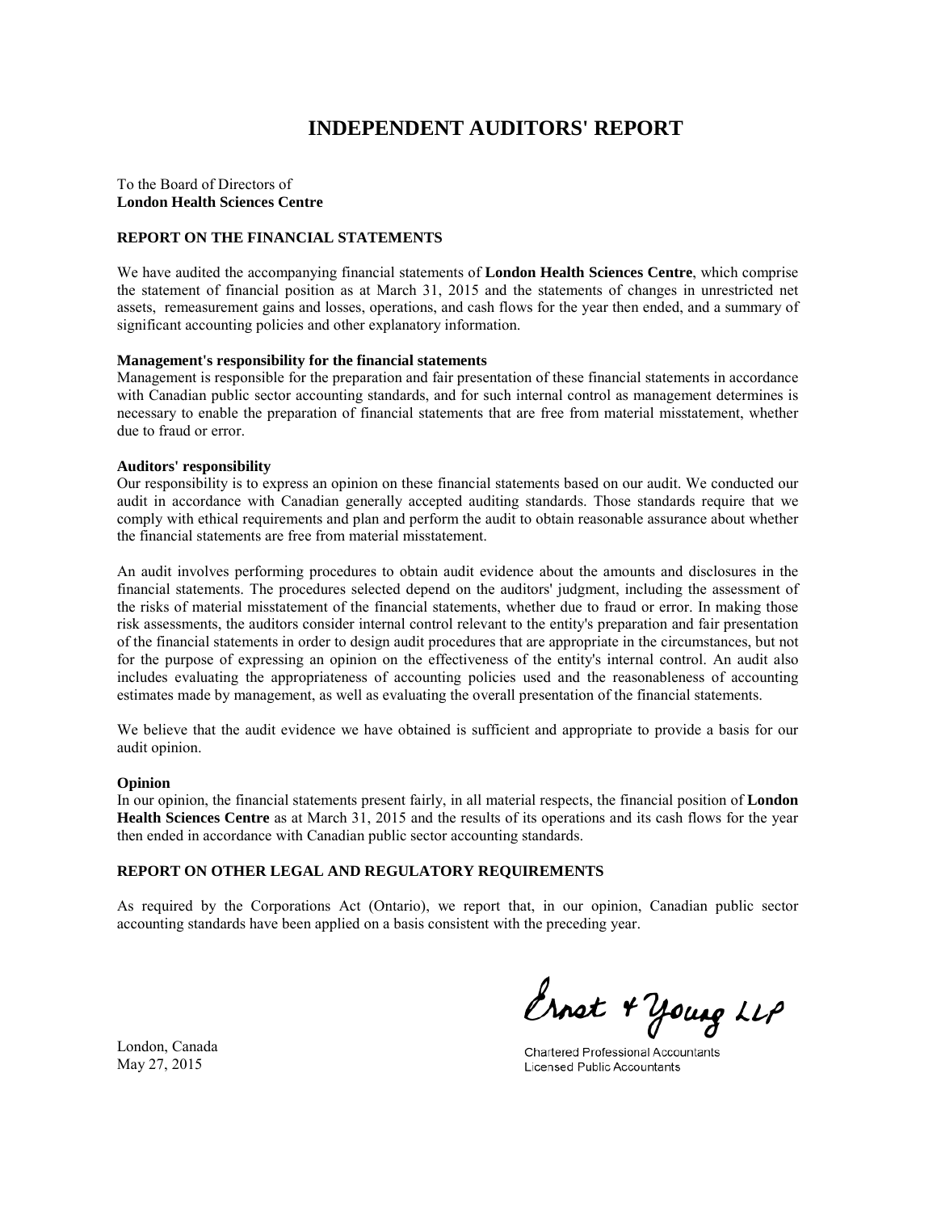# INDEPENDENT AUDITORS' REPORT

To the Board of Directors of
**London Health Sciences Centre**

### REPORT ON THE FINANCIAL STATEMENTS

We have audited the accompanying financial statements of **London Health Sciences Centre**, which comprise the statement of financial position as at March 31, 2015 and the statements of changes in unrestricted net assets, remeasurement gains and losses, operations, and cash flows for the year then ended, and a summary of significant accounting policies and other explanatory information.

**Management's responsibility for the financial statements**
Management is responsible for the preparation and fair presentation of these financial statements in accordance with Canadian public sector accounting standards, and for such internal control as management determines is necessary to enable the preparation of financial statements that are free from material misstatement, whether due to fraud or error.

**Auditors' responsibility**
Our responsibility is to express an opinion on these financial statements based on our audit. We conducted our audit in accordance with Canadian generally accepted auditing standards. Those standards require that we comply with ethical requirements and plan and perform the audit to obtain reasonable assurance about whether the financial statements are free from material misstatement.

An audit involves performing procedures to obtain audit evidence about the amounts and disclosures in the financial statements. The procedures selected depend on the auditors' judgment, including the assessment of the risks of material misstatement of the financial statements, whether due to fraud or error. In making those risk assessments, the auditors consider internal control relevant to the entity's preparation and fair presentation of the financial statements in order to design audit procedures that are appropriate in the circumstances, but not for the purpose of expressing an opinion on the effectiveness of the entity's internal control. An audit also includes evaluating the appropriateness of accounting policies used and the reasonableness of accounting estimates made by management, as well as evaluating the overall presentation of the financial statements.

We believe that the audit evidence we have obtained is sufficient and appropriate to provide a basis for our audit opinion.

**Opinion**
In our opinion, the financial statements present fairly, in all material respects, the financial position of **London Health Sciences Centre** as at March 31, 2015 and the results of its operations and its cash flows for the year then ended in accordance with Canadian public sector accounting standards.

### REPORT ON OTHER LEGAL AND REGULATORY REQUIREMENTS

As required by the Corporations Act (Ontario), we report that, in our opinion, Canadian public sector accounting standards have been applied on a basis consistent with the preceding year.

Ernst & Young LLP
Chartered Professional Accountants
Licensed Public Accountants

London, Canada
May 27, 2015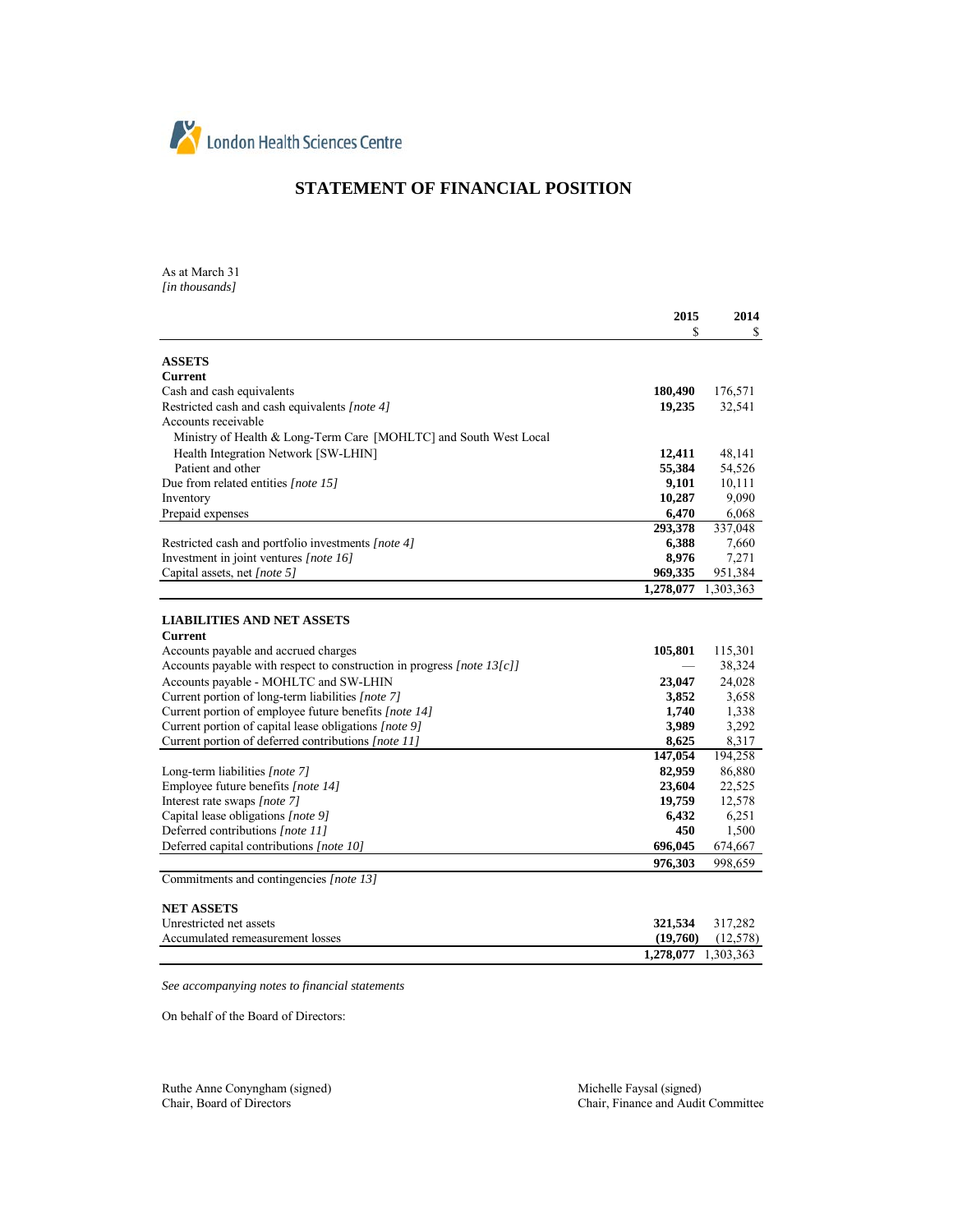London Health Sciences Centre

# STATEMENT OF FINANCIAL POSITION

As at March 31
*[in thousands]*

| | 2015 | 2014 |
|---|---|---|
| | $ | $ |
| **ASSETS** | | |
| **Current** | | |
| Cash and cash equivalents | **180,490** | 176,571 |
| Restricted cash and cash equivalents *[note 4]* | **19,235** | 32,541 |
| Accounts receivable | | |
| Ministry of Health & Long-Term Care [MOHLTC] and South West Local Health Integration Network [SW-LHIN] | **12,411** | 48,141 |
| Patient and other | **55,384** | 54,526 |
| Due from related entities *[note 15]* | **9,101** | 10,111 |
| Inventory | **10,287** | 9,090 |
| Prepaid expenses | **6,470** | 6,068 |
| | **293,378** | 337,048 |
| Restricted cash and portfolio investments *[note 4]* | **6,388** | 7,660 |
| Investment in joint ventures *[note 16]* | **8,976** | 7,271 |
| Capital assets, net *[note 5]* | **969,335** | 951,384 |
| | **1,278,077** | 1,303,363 |
| | | |
| **LIABILITIES AND NET ASSETS** | | |
| **Current** | | |
| Accounts payable and accrued charges | **105,801** | 115,301 |
| Accounts payable with respect to construction in progress *[note 13[c]]* | **—** | 38,324 |
| Accounts payable - MOHLTC and SW-LHIN | **23,047** | 24,028 |
| Current portion of long-term liabilities *[note 7]* | **3,852** | 3,658 |
| Current portion of employee future benefits *[note 14]* | **1,740** | 1,338 |
| Current portion of capital lease obligations *[note 9]* | **3,989** | 3,292 |
| Current portion of deferred contributions *[note 11]* | **8,625** | 8,317 |
| | **147,054** | 194,258 |
| Long-term liabilities *[note 7]* | **82,959** | 86,880 |
| Employee future benefits *[note 14]* | **23,604** | 22,525 |
| Interest rate swaps *[note 7]* | **19,759** | 12,578 |
| Capital lease obligations *[note 9]* | **6,432** | 6,251 |
| Deferred contributions *[note 11]* | **450** | 1,500 |
| Deferred capital contributions *[note 10]* | **696,045** | 674,667 |
| | **976,303** | 998,659 |
| Commitments and contingencies *[note 13]* | | |
| | | |
| **NET ASSETS** | | |
| Unrestricted net assets | **321,534** | 317,282 |
| Accumulated remeasurement losses | **(19,760)** | (12,578) |
| | **1,278,077** | 1,303,363 |

*See accompanying notes to financial statements*

On behalf of the Board of Directors:

Ruthe Anne Conyngham (signed)
Chair, Board of Directors

Michelle Faysal (signed)
Chair, Finance and Audit Committee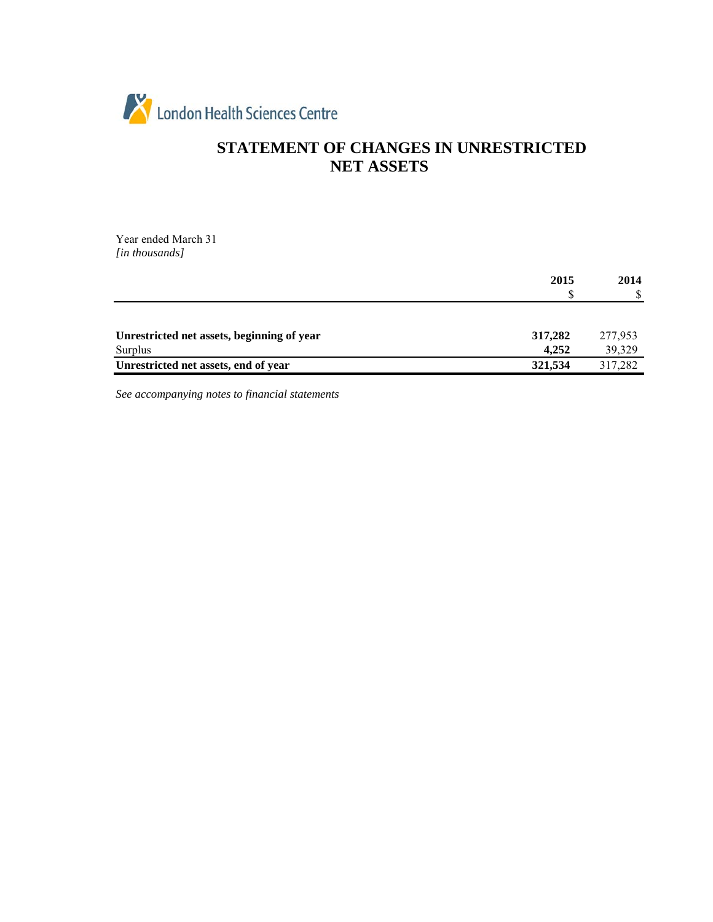London Health Sciences Centre

# STATEMENT OF CHANGES IN UNRESTRICTED NET ASSETS

Year ended March 31
*[in thousands]*

| | **2015** | **2014** |
|---|---|---|
| | $ | $ |
| **Unrestricted net assets, beginning of year** | **317,282** | 277,953 |
| Surplus | **4,252** | 39,329 |
| **Unrestricted net assets, end of year** | **321,534** | 317,282 |

*See accompanying notes to financial statements*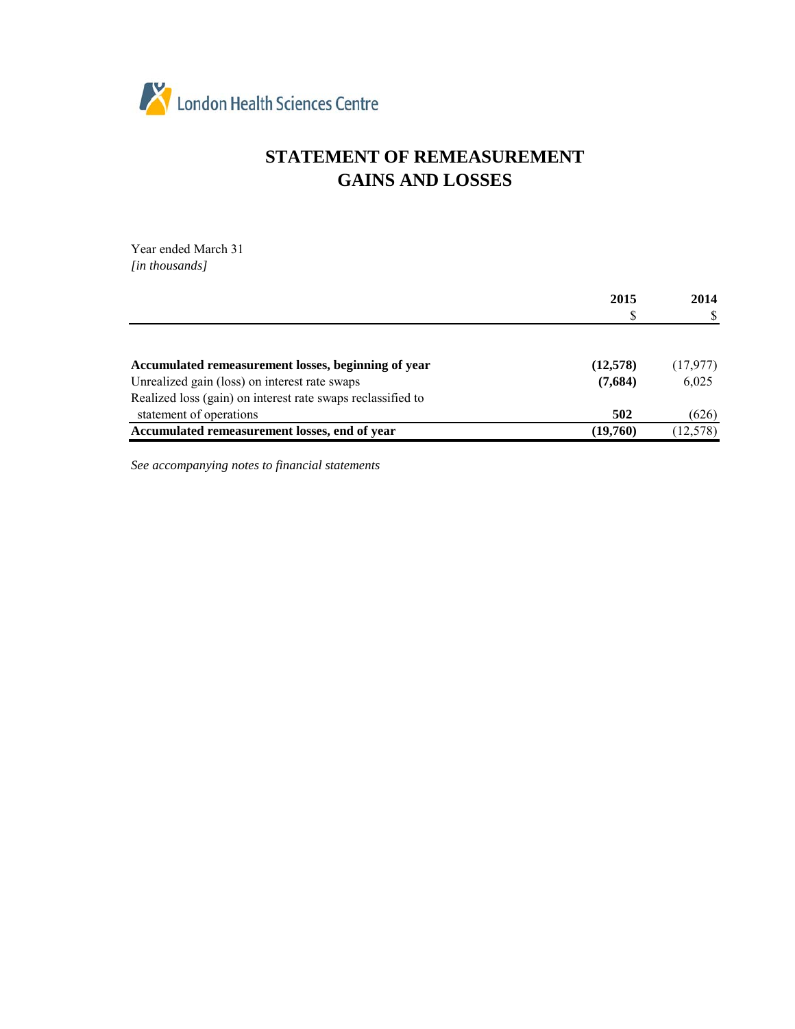London Health Sciences Centre

# STATEMENT OF REMEASUREMENT GAINS AND LOSSES

Year ended March 31
*[in thousands]*

| | 2015<br>$ | 2014<br>$ |
|---|---|---|
| **Accumulated remeasurement losses, beginning of year** | **(12,578)** | (17,977) |
| Unrealized gain (loss) on interest rate swaps | **(7,684)** | 6,025 |
| Realized loss (gain) on interest rate swaps reclassified to statement of operations | **502** | (626) |
| **Accumulated remeasurement losses, end of year** | **(19,760)** | (12,578) |

*See accompanying notes to financial statements*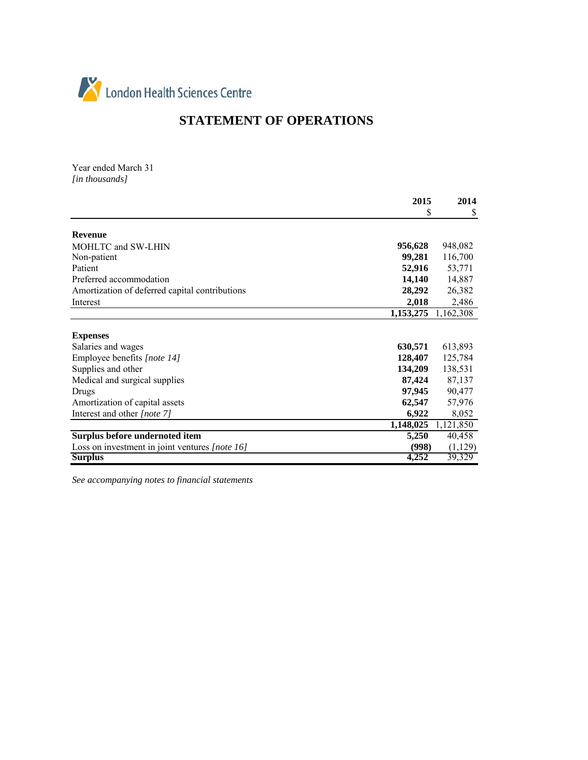London Health Sciences Centre

# STATEMENT OF OPERATIONS

Year ended March 31
*[in thousands]*

| | 2015 | 2014 |
|---|---|---|
| | $ | $ |
| **Revenue** | | |
| MOHLTC and SW-LHIN | **956,628** | 948,082 |
| Non-patient | **99,281** | 116,700 |
| Patient | **52,916** | 53,771 |
| Preferred accommodation | **14,140** | 14,887 |
| Amortization of deferred capital contributions | **28,292** | 26,382 |
| Interest | **2,018** | 2,486 |
| | **1,153,275** | 1,162,308 |
| **Expenses** | | |
| Salaries and wages | **630,571** | 613,893 |
| Employee benefits *[note 14]* | **128,407** | 125,784 |
| Supplies and other | **134,209** | 138,531 |
| Medical and surgical supplies | **87,424** | 87,137 |
| Drugs | **97,945** | 90,477 |
| Amortization of capital assets | **62,547** | 57,976 |
| Interest and other *[note 7]* | **6,922** | 8,052 |
| | **1,148,025** | 1,121,850 |
| **Surplus before undernoted item** | **5,250** | 40,458 |
| Loss on investment in joint ventures *[note 16]* | **(998)** | (1,129) |
| **Surplus** | **4,252** | 39,329 |

*See accompanying notes to financial statements*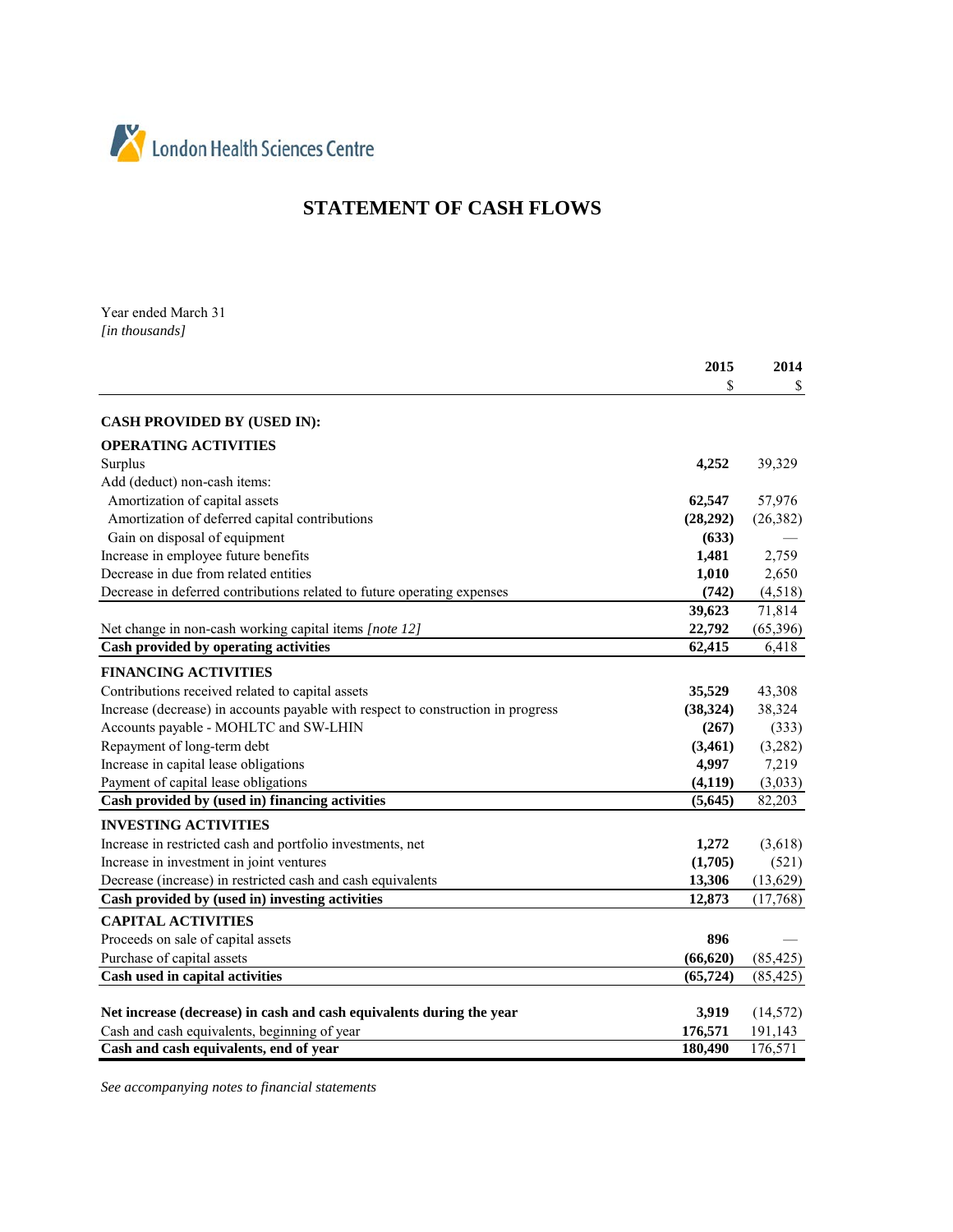London Health Sciences Centre

# STATEMENT OF CASH FLOWS

Year ended March 31
*[in thousands]*

| | 2015 | 2014 |
|---|---|---|
| | $ | $ |
| **CASH PROVIDED BY (USED IN):** | | |
| **OPERATING ACTIVITIES** | | |
| Surplus | **4,252** | 39,329 |
| Add (deduct) non-cash items: | | |
| Amortization of capital assets | **62,547** | 57,976 |
| Amortization of deferred capital contributions | **(28,292)** | (26,382) |
| Gain on disposal of equipment | **(633)** | — |
| Increase in employee future benefits | **1,481** | 2,759 |
| Decrease in due from related entities | **1,010** | 2,650 |
| Decrease in deferred contributions related to future operating expenses | **(742)** | (4,518) |
| | **39,623** | 71,814 |
| Net change in non-cash working capital items *[note 12]* | **22,792** | (65,396) |
| **Cash provided by operating activities** | **62,415** | 6,418 |
| **FINANCING ACTIVITIES** | | |
| Contributions received related to capital assets | **35,529** | 43,308 |
| Increase (decrease) in accounts payable with respect to construction in progress | **(38,324)** | 38,324 |
| Accounts payable - MOHLTC and SW-LHIN | **(267)** | (333) |
| Repayment of long-term debt | **(3,461)** | (3,282) |
| Increase in capital lease obligations | **4,997** | 7,219 |
| Payment of capital lease obligations | **(4,119)** | (3,033) |
| **Cash provided by (used in) financing activities** | **(5,645)** | 82,203 |
| **INVESTING ACTIVITIES** | | |
| Increase in restricted cash and portfolio investments, net | **1,272** | (3,618) |
| Increase in investment in joint ventures | **(1,705)** | (521) |
| Decrease (increase) in restricted cash and cash equivalents | **13,306** | (13,629) |
| **Cash provided by (used in) investing activities** | **12,873** | (17,768) |
| **CAPITAL ACTIVITIES** | | |
| Proceeds on sale of capital assets | **896** | — |
| Purchase of capital assets | **(66,620)** | (85,425) |
| **Cash used in capital activities** | **(65,724)** | (85,425) |
| | | |
| **Net increase (decrease) in cash and cash equivalents during the year** | **3,919** | (14,572) |
| Cash and cash equivalents, beginning of year | **176,571** | 191,143 |
| **Cash and cash equivalents, end of year** | **180,490** | 176,571 |

*See accompanying notes to financial statements*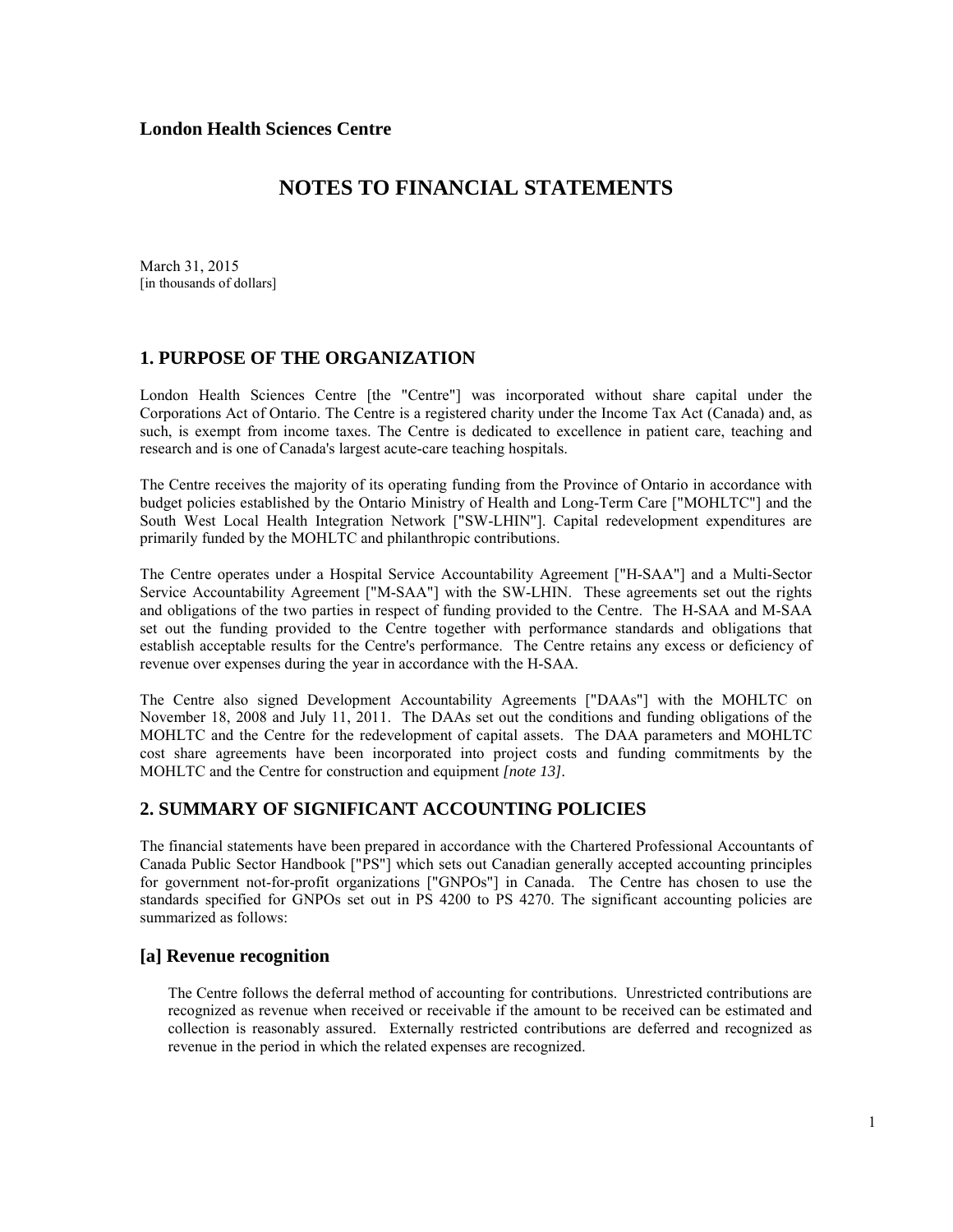**London Health Sciences Centre**

# NOTES TO FINANCIAL STATEMENTS

March 31, 2015
[in thousands of dollars]

## 1. PURPOSE OF THE ORGANIZATION

London Health Sciences Centre [the "Centre"] was incorporated without share capital under the Corporations Act of Ontario. The Centre is a registered charity under the Income Tax Act (Canada) and, as such, is exempt from income taxes. The Centre is dedicated to excellence in patient care, teaching and research and is one of Canada's largest acute-care teaching hospitals.

The Centre receives the majority of its operating funding from the Province of Ontario in accordance with budget policies established by the Ontario Ministry of Health and Long-Term Care ["MOHLTC"] and the South West Local Health Integration Network ["SW-LHIN"]. Capital redevelopment expenditures are primarily funded by the MOHLTC and philanthropic contributions.

The Centre operates under a Hospital Service Accountability Agreement ["H-SAA"] and a Multi-Sector Service Accountability Agreement ["M-SAA"] with the SW-LHIN. These agreements set out the rights and obligations of the two parties in respect of funding provided to the Centre. The H-SAA and M-SAA set out the funding provided to the Centre together with performance standards and obligations that establish acceptable results for the Centre's performance. The Centre retains any excess or deficiency of revenue over expenses during the year in accordance with the H-SAA.

The Centre also signed Development Accountability Agreements ["DAAs"] with the MOHLTC on November 18, 2008 and July 11, 2011. The DAAs set out the conditions and funding obligations of the MOHLTC and the Centre for the redevelopment of capital assets. The DAA parameters and MOHLTC cost share agreements have been incorporated into project costs and funding commitments by the MOHLTC and the Centre for construction and equipment *[note 13]*.

## 2. SUMMARY OF SIGNIFICANT ACCOUNTING POLICIES

The financial statements have been prepared in accordance with the Chartered Professional Accountants of Canada Public Sector Handbook ["PS"] which sets out Canadian generally accepted accounting principles for government not-for-profit organizations ["GNPOs"] in Canada. The Centre has chosen to use the standards specified for GNPOs set out in PS 4200 to PS 4270. The significant accounting policies are summarized as follows:

### [a] Revenue recognition

The Centre follows the deferral method of accounting for contributions. Unrestricted contributions are recognized as revenue when received or receivable if the amount to be received can be estimated and collection is reasonably assured. Externally restricted contributions are deferred and recognized as revenue in the period in which the related expenses are recognized.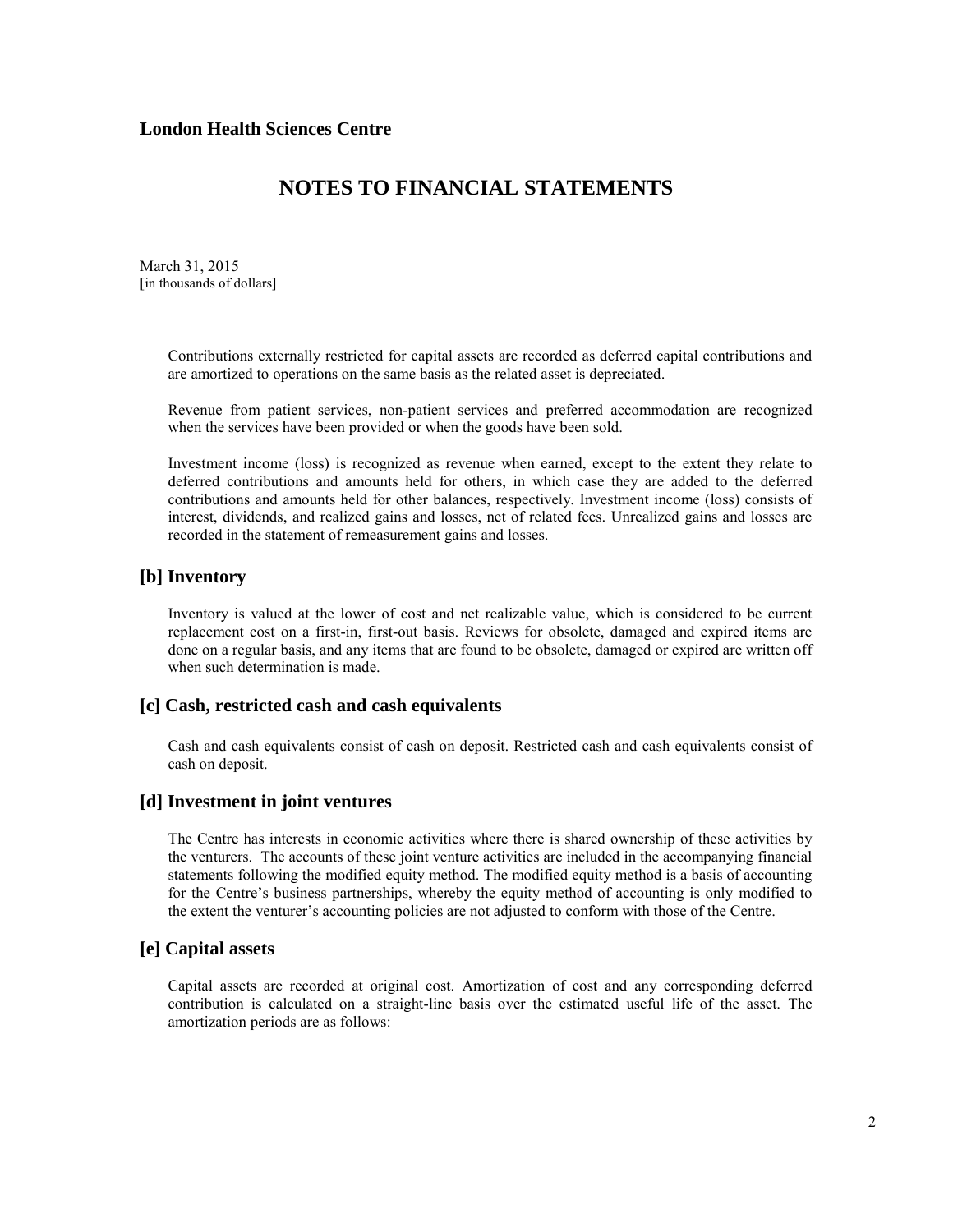Contributions externally restricted for capital assets are recorded as deferred capital contributions and are amortized to operations on the same basis as the related asset is depreciated.

Revenue from patient services, non-patient services and preferred accommodation are recognized when the services have been provided or when the goods have been sold.

Investment income (loss) is recognized as revenue when earned, except to the extent they relate to deferred contributions and amounts held for others, in which case they are added to the deferred contributions and amounts held for other balances, respectively. Investment income (loss) consists of interest, dividends, and realized gains and losses, net of related fees. Unrealized gains and losses are recorded in the statement of remeasurement gains and losses.

## [b] Inventory

Inventory is valued at the lower of cost and net realizable value, which is considered to be current replacement cost on a first-in, first-out basis. Reviews for obsolete, damaged and expired items are done on a regular basis, and any items that are found to be obsolete, damaged or expired are written off when such determination is made.

## [c] Cash, restricted cash and cash equivalents

Cash and cash equivalents consist of cash on deposit. Restricted cash and cash equivalents consist of cash on deposit.

## [d] Investment in joint ventures

The Centre has interests in economic activities where there is shared ownership of these activities by the venturers. The accounts of these joint venture activities are included in the accompanying financial statements following the modified equity method. The modified equity method is a basis of accounting for the Centre's business partnerships, whereby the equity method of accounting is only modified to the extent the venturer's accounting policies are not adjusted to conform with those of the Centre.

## [e] Capital assets

Capital assets are recorded at original cost. Amortization of cost and any corresponding deferred contribution is calculated on a straight-line basis over the estimated useful life of the asset. The amortization periods are as follows: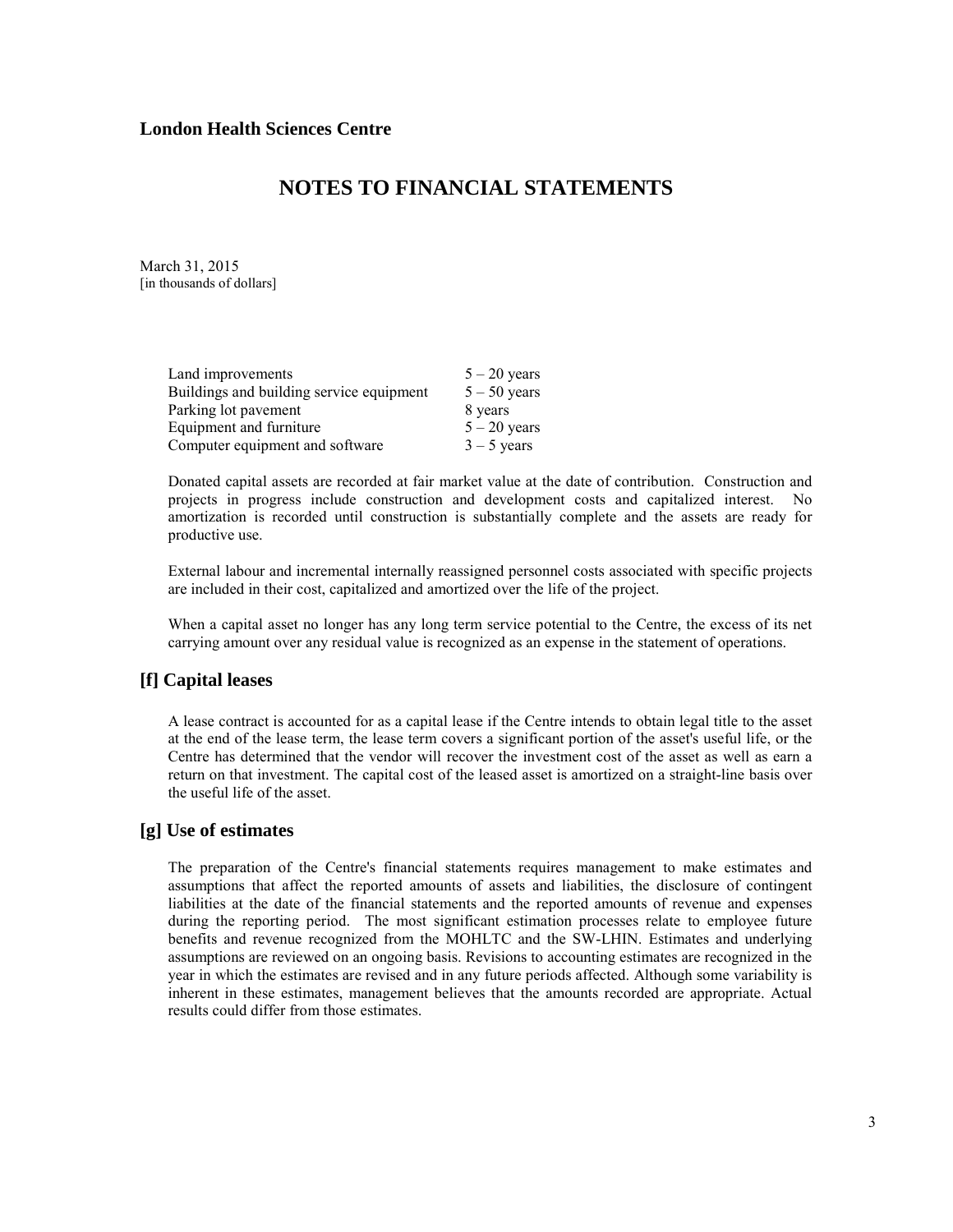**London Health Sciences Centre**

# NOTES TO FINANCIAL STATEMENTS

March 31, 2015
[in thousands of dollars]

| | |
|---|---|
| Land improvements | 5 – 20 years |
| Buildings and building service equipment | 5 – 50 years |
| Parking lot pavement | 8 years |
| Equipment and furniture | 5 – 20 years |
| Computer equipment and software | 3 – 5 years |

Donated capital assets are recorded at fair market value at the date of contribution. Construction and projects in progress include construction and development costs and capitalized interest. No amortization is recorded until construction is substantially complete and the assets are ready for productive use.

External labour and incremental internally reassigned personnel costs associated with specific projects are included in their cost, capitalized and amortized over the life of the project.

When a capital asset no longer has any long term service potential to the Centre, the excess of its net carrying amount over any residual value is recognized as an expense in the statement of operations.

## [f] Capital leases

A lease contract is accounted for as a capital lease if the Centre intends to obtain legal title to the asset at the end of the lease term, the lease term covers a significant portion of the asset's useful life, or the Centre has determined that the vendor will recover the investment cost of the asset as well as earn a return on that investment. The capital cost of the leased asset is amortized on a straight-line basis over the useful life of the asset.

## [g] Use of estimates

The preparation of the Centre's financial statements requires management to make estimates and assumptions that affect the reported amounts of assets and liabilities, the disclosure of contingent liabilities at the date of the financial statements and the reported amounts of revenue and expenses during the reporting period. The most significant estimation processes relate to employee future benefits and revenue recognized from the MOHLTC and the SW-LHIN. Estimates and underlying assumptions are reviewed on an ongoing basis. Revisions to accounting estimates are recognized in the year in which the estimates are revised and in any future periods affected. Although some variability is inherent in these estimates, management believes that the amounts recorded are appropriate. Actual results could differ from those estimates.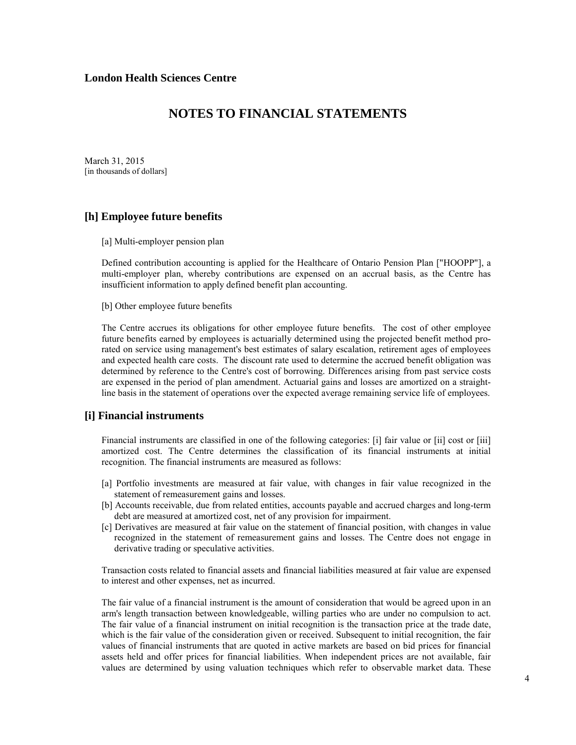## [h] Employee future benefits

[a] Multi-employer pension plan

Defined contribution accounting is applied for the Healthcare of Ontario Pension Plan ["HOOPP"], a multi-employer plan, whereby contributions are expensed on an accrual basis, as the Centre has insufficient information to apply defined benefit plan accounting.

[b] Other employee future benefits

The Centre accrues its obligations for other employee future benefits. The cost of other employee future benefits earned by employees is actuarially determined using the projected benefit method pro-rated on service using management's best estimates of salary escalation, retirement ages of employees and expected health care costs. The discount rate used to determine the accrued benefit obligation was determined by reference to the Centre's cost of borrowing. Differences arising from past service costs are expensed in the period of plan amendment. Actuarial gains and losses are amortized on a straight-line basis in the statement of operations over the expected average remaining service life of employees.

## [i] Financial instruments

Financial instruments are classified in one of the following categories: [i] fair value or [ii] cost or [iii] amortized cost. The Centre determines the classification of its financial instruments at initial recognition. The financial instruments are measured as follows:

[a] Portfolio investments are measured at fair value, with changes in fair value recognized in the statement of remeasurement gains and losses.
[b] Accounts receivable, due from related entities, accounts payable and accrued charges and long-term debt are measured at amortized cost, net of any provision for impairment.
[c] Derivatives are measured at fair value on the statement of financial position, with changes in value recognized in the statement of remeasurement gains and losses. The Centre does not engage in derivative trading or speculative activities.

Transaction costs related to financial assets and financial liabilities measured at fair value are expensed to interest and other expenses, net as incurred.

The fair value of a financial instrument is the amount of consideration that would be agreed upon in an arm's length transaction between knowledgeable, willing parties who are under no compulsion to act. The fair value of a financial instrument on initial recognition is the transaction price at the trade date, which is the fair value of the consideration given or received. Subsequent to initial recognition, the fair values of financial instruments that are quoted in active markets are based on bid prices for financial assets held and offer prices for financial liabilities. When independent prices are not available, fair values are determined by using valuation techniques which refer to observable market data. These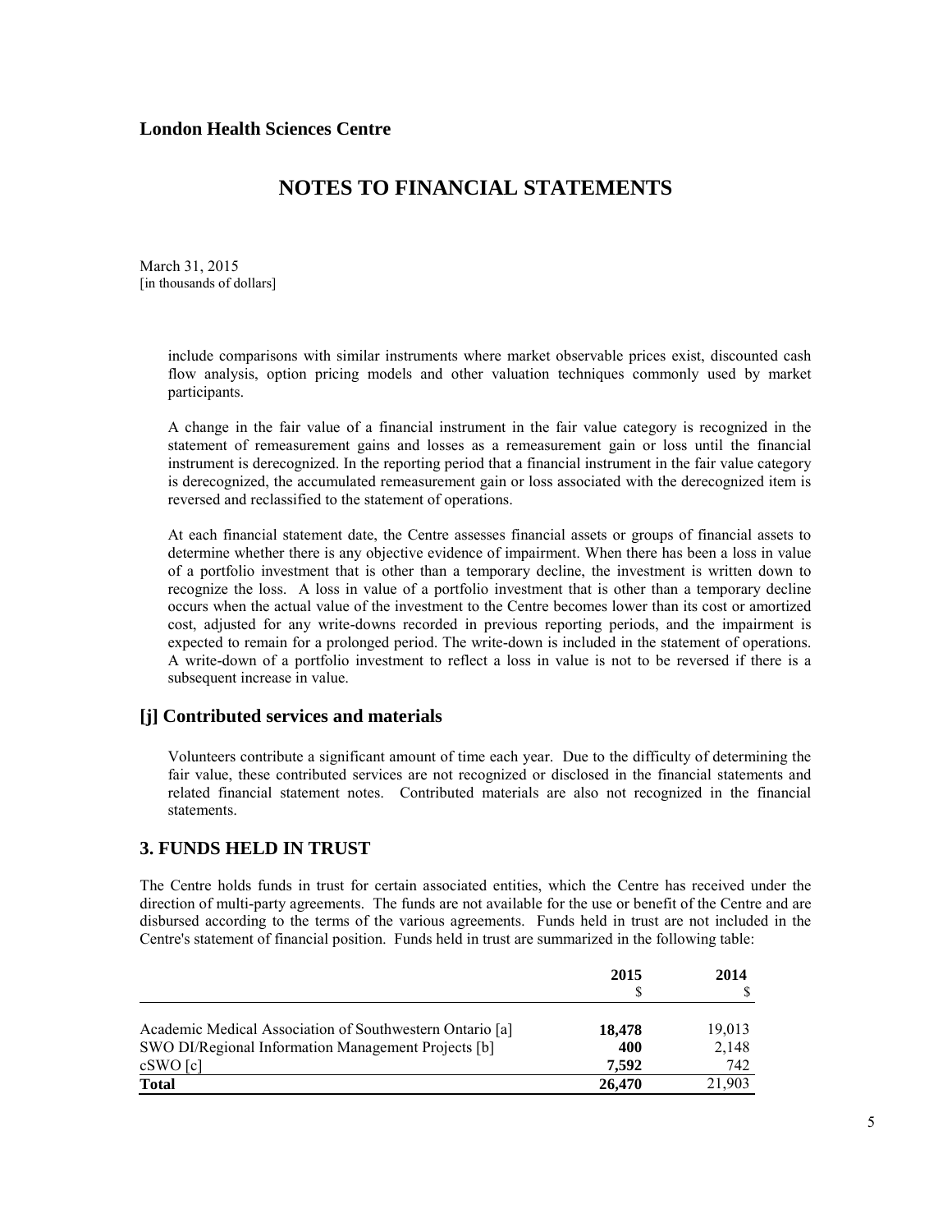London Health Sciences Centre

# NOTES TO FINANCIAL STATEMENTS

March 31, 2015
[in thousands of dollars]

include comparisons with similar instruments where market observable prices exist, discounted cash flow analysis, option pricing models and other valuation techniques commonly used by market participants.

A change in the fair value of a financial instrument in the fair value category is recognized in the statement of remeasurement gains and losses as a remeasurement gain or loss until the financial instrument is derecognized. In the reporting period that a financial instrument in the fair value category is derecognized, the accumulated remeasurement gain or loss associated with the derecognized item is reversed and reclassified to the statement of operations.

At each financial statement date, the Centre assesses financial assets or groups of financial assets to determine whether there is any objective evidence of impairment. When there has been a loss in value of a portfolio investment that is other than a temporary decline, the investment is written down to recognize the loss. A loss in value of a portfolio investment that is other than a temporary decline occurs when the actual value of the investment to the Centre becomes lower than its cost or amortized cost, adjusted for any write-downs recorded in previous reporting periods, and the impairment is expected to remain for a prolonged period. The write-down is included in the statement of operations. A write-down of a portfolio investment to reflect a loss in value is not to be reversed if there is a subsequent increase in value.

## [j] Contributed services and materials

Volunteers contribute a significant amount of time each year. Due to the difficulty of determining the fair value, these contributed services are not recognized or disclosed in the financial statements and related financial statement notes. Contributed materials are also not recognized in the financial statements.

## 3. FUNDS HELD IN TRUST

The Centre holds funds in trust for certain associated entities, which the Centre has received under the direction of multi-party agreements. The funds are not available for the use or benefit of the Centre and are disbursed according to the terms of the various agreements. Funds held in trust are not included in the Centre's statement of financial position. Funds held in trust are summarized in the following table:

| | 2015<br>$ | 2014<br>$ |
|---|---|---|
| Academic Medical Association of Southwestern Ontario [a] | **18,478** | 19,013 |
| SWO DI/Regional Information Management Projects [b] | **400** | 2,148 |
| cSWO [c] | **7,592** | 742 |
| **Total** | **26,470** | 21,903 |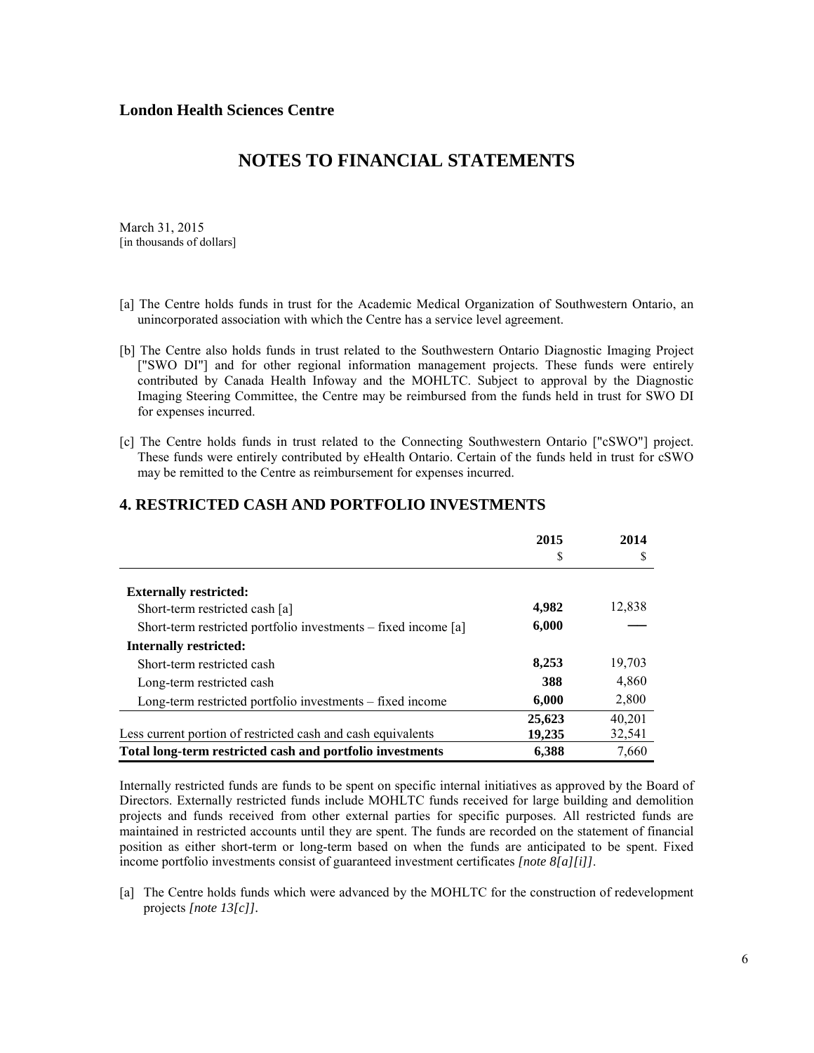# London Health Sciences Centre

## NOTES TO FINANCIAL STATEMENTS

March 31, 2015
[in thousands of dollars]

[a] The Centre holds funds in trust for the Academic Medical Organization of Southwestern Ontario, an unincorporated association with which the Centre has a service level agreement.

[b] The Centre also holds funds in trust related to the Southwestern Ontario Diagnostic Imaging Project ["SWO DI"] and for other regional information management projects. These funds were entirely contributed by Canada Health Infoway and the MOHLTC. Subject to approval by the Diagnostic Imaging Steering Committee, the Centre may be reimbursed from the funds held in trust for SWO DI for expenses incurred.

[c] The Centre holds funds in trust related to the Connecting Southwestern Ontario ["cSWO"] project. These funds were entirely contributed by eHealth Ontario. Certain of the funds held in trust for cSWO may be remitted to the Centre as reimbursement for expenses incurred.

## 4. RESTRICTED CASH AND PORTFOLIO INVESTMENTS

| | 2015<br>$ | 2014<br>$ |
|---|---|---|
| **Externally restricted:** | | |
| Short-term restricted cash [a] | **4,982** | 12,838 |
| Short-term restricted portfolio investments – fixed income [a] | **6,000** | — |
| **Internally restricted:** | | |
| Short-term restricted cash | **8,253** | 19,703 |
| Long-term restricted cash | **388** | 4,860 |
| Long-term restricted portfolio investments – fixed income | **6,000** | 2,800 |
| | **25,623** | 40,201 |
| Less current portion of restricted cash and cash equivalents | **19,235** | 32,541 |
| **Total long-term restricted cash and portfolio investments** | **6,388** | 7,660 |

Internally restricted funds are funds to be spent on specific internal initiatives as approved by the Board of Directors. Externally restricted funds include MOHLTC funds received for large building and demolition projects and funds received from other external parties for specific purposes. All restricted funds are maintained in restricted accounts until they are spent. The funds are recorded on the statement of financial position as either short-term or long-term based on when the funds are anticipated to be spent. Fixed income portfolio investments consist of guaranteed investment certificates *[note 8[a][i]]*.

[a] The Centre holds funds which were advanced by the MOHLTC for the construction of redevelopment projects *[note 13[c]]*.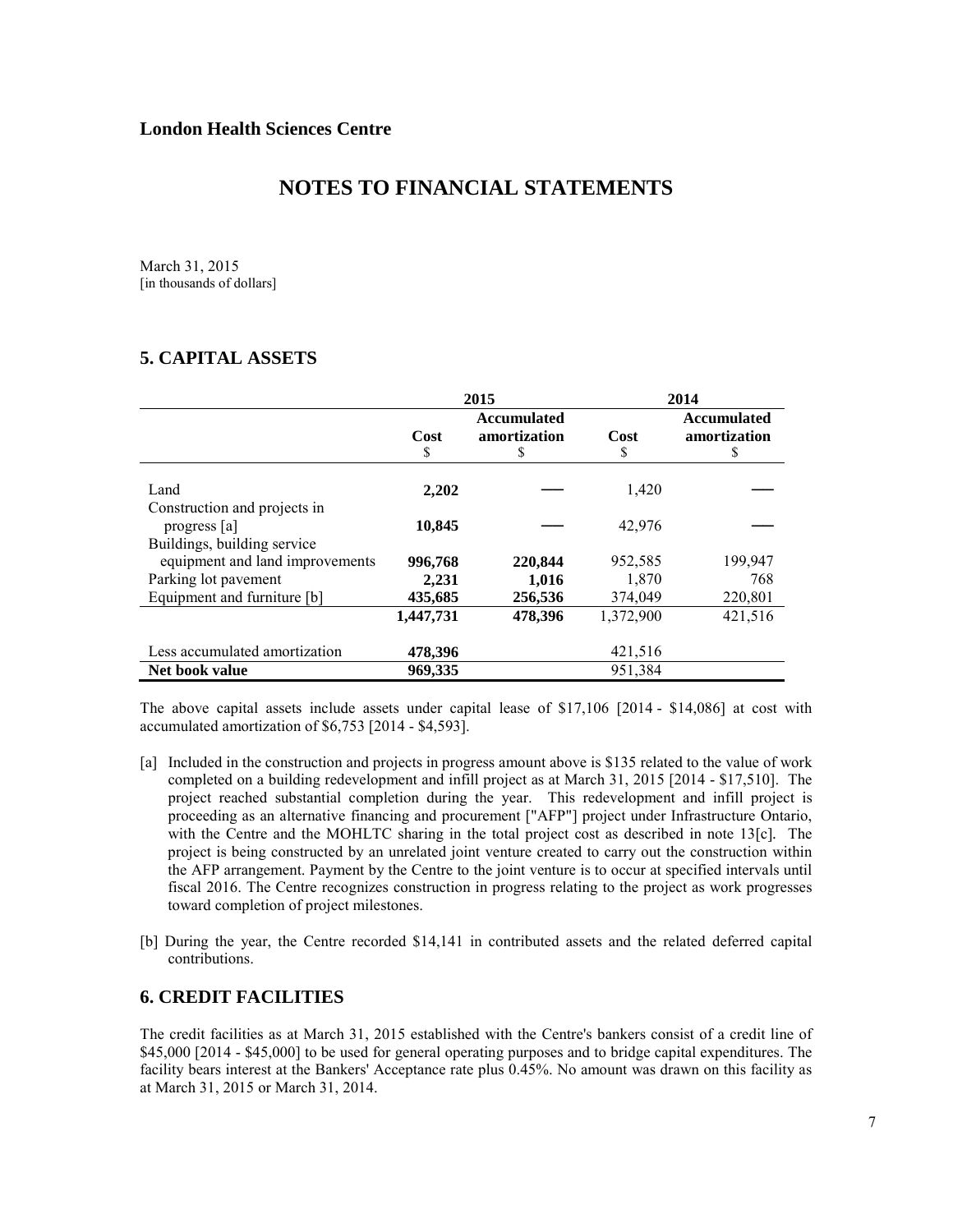**London Health Sciences Centre**

# NOTES TO FINANCIAL STATEMENTS

March 31, 2015
[in thousands of dollars]

## 5. CAPITAL ASSETS

| | 2015 | | 2014 | |
|---|---|---|---|---|
| | **Cost** $ | **Accumulated amortization** $ | **Cost** $ | **Accumulated amortization** $ |
| Land | **2,202** | — | 1,420 | — |
| Construction and projects in progress [a] | **10,845** | — | 42,976 | — |
| Buildings, building service equipment and land improvements | **996,768** | **220,844** | 952,585 | 199,947 |
| Parking lot pavement | **2,231** | **1,016** | 1,870 | 768 |
| Equipment and furniture [b] | **435,685** | **256,536** | 374,049 | 220,801 |
| | **1,447,731** | **478,396** | 1,372,900 | 421,516 |
| Less accumulated amortization | **478,396** | | 421,516 | |
| **Net book value** | **969,335** | | 951,384 | |

The above capital assets include assets under capital lease of $17,106 [2014 - $14,086] at cost with accumulated amortization of $6,753 [2014 - $4,593].

[a] Included in the construction and projects in progress amount above is $135 related to the value of work completed on a building redevelopment and infill project as at March 31, 2015 [2014 - $17,510]. The project reached substantial completion during the year. This redevelopment and infill project is proceeding as an alternative financing and procurement ["AFP"] project under Infrastructure Ontario, with the Centre and the MOHLTC sharing in the total project cost as described in note 13[c]. The project is being constructed by an unrelated joint venture created to carry out the construction within the AFP arrangement. Payment by the Centre to the joint venture is to occur at specified intervals until fiscal 2016. The Centre recognizes construction in progress relating to the project as work progresses toward completion of project milestones.

[b] During the year, the Centre recorded $14,141 in contributed assets and the related deferred capital contributions.

## 6. CREDIT FACILITIES

The credit facilities as at March 31, 2015 established with the Centre's bankers consist of a credit line of $45,000 [2014 - $45,000] to be used for general operating purposes and to bridge capital expenditures. The facility bears interest at the Bankers' Acceptance rate plus 0.45%. No amount was drawn on this facility as at March 31, 2015 or March 31, 2014.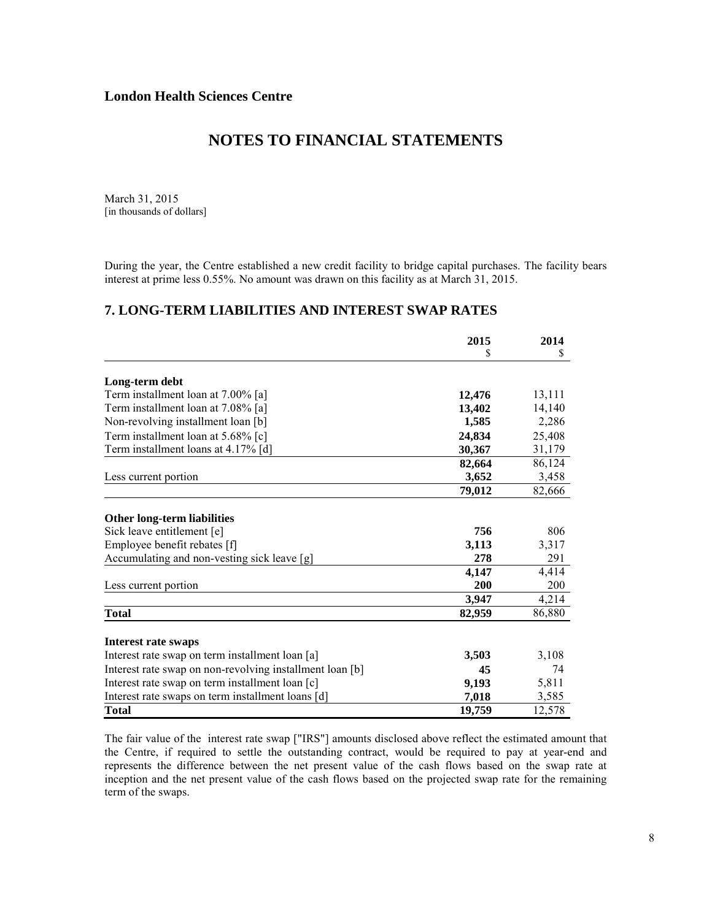During the year, the Centre established a new credit facility to bridge capital purchases. The facility bears interest at prime less 0.55%. No amount was drawn on this facility as at March 31, 2015.

## 7. LONG-TERM LIABILITIES AND INTEREST SWAP RATES

| | 2015<br>$ | 2014<br>$ |
|---|---|---|
| **Long-term debt** | | |
| Term installment loan at 7.00% [a] | **12,476** | 13,111 |
| Term installment loan at 7.08% [a] | **13,402** | 14,140 |
| Non-revolving installment loan [b] | **1,585** | 2,286 |
| Term installment loan at 5.68% [c] | **24,834** | 25,408 |
| Term installment loans at 4.17% [d] | **30,367** | 31,179 |
| | **82,664** | 86,124 |
| Less current portion | **3,652** | 3,458 |
| | **79,012** | 82,666 |
| **Other long-term liabilities** | | |
| Sick leave entitlement [e] | **756** | 806 |
| Employee benefit rebates [f] | **3,113** | 3,317 |
| Accumulating and non-vesting sick leave [g] | **278** | 291 |
| | **4,147** | 4,414 |
| Less current portion | **200** | 200 |
| | **3,947** | 4,214 |
| **Total** | **82,959** | 86,880 |
| **Interest rate swaps** | | |
| Interest rate swap on term installment loan [a] | **3,503** | 3,108 |
| Interest rate swap on non-revolving installment loan [b] | **45** | 74 |
| Interest rate swap on term installment loan [c] | **9,193** | 5,811 |
| Interest rate swaps on term installment loans [d] | **7,018** | 3,585 |
| **Total** | **19,759** | 12,578 |

The fair value of the interest rate swap ["IRS"] amounts disclosed above reflect the estimated amount that the Centre, if required to settle the outstanding contract, would be required to pay at year-end and represents the difference between the net present value of the cash flows based on the swap rate at inception and the net present value of the cash flows based on the projected swap rate for the remaining term of the swaps.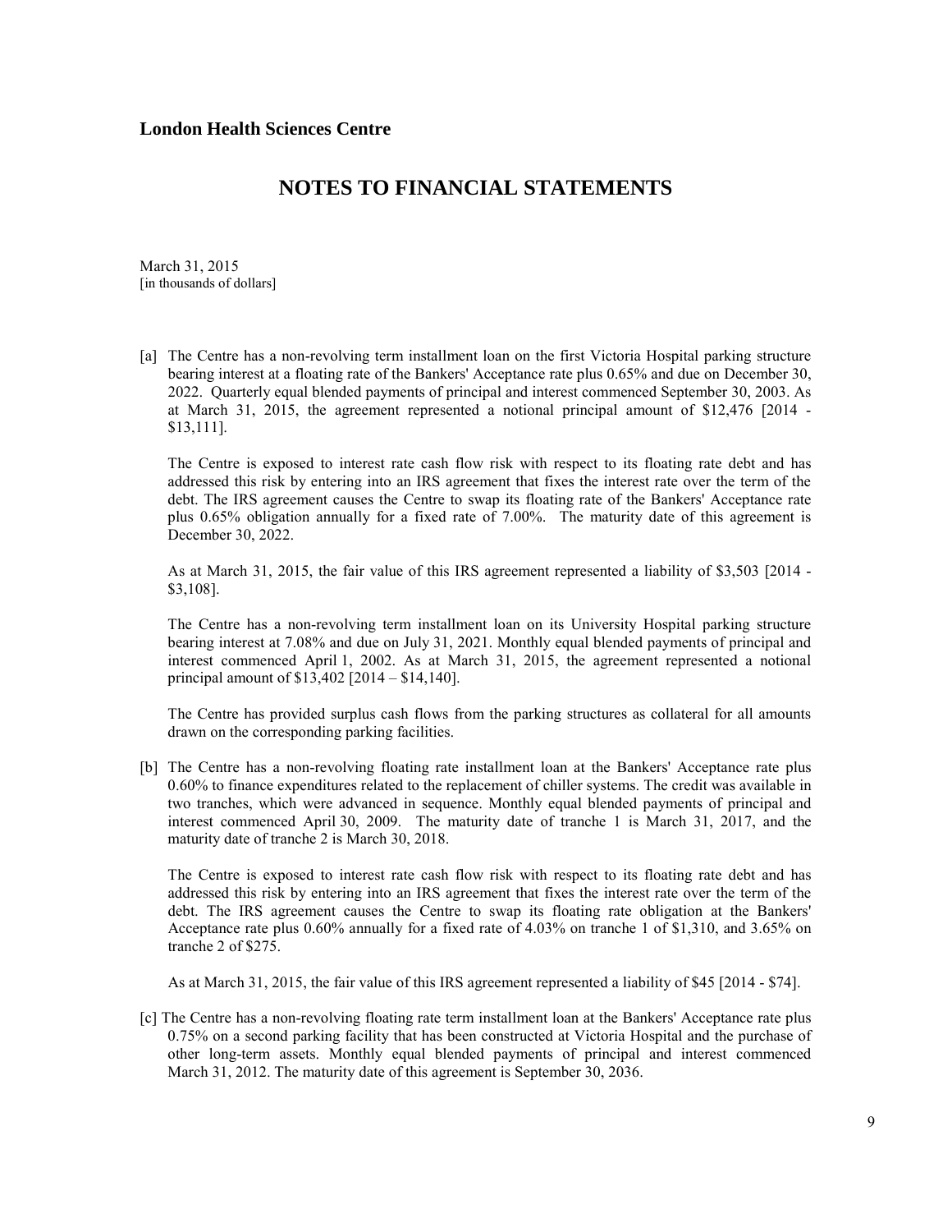**London Health Sciences Centre**

# NOTES TO FINANCIAL STATEMENTS

March 31, 2015
[in thousands of dollars]

[a] The Centre has a non-revolving term installment loan on the first Victoria Hospital parking structure bearing interest at a floating rate of the Bankers' Acceptance rate plus 0.65% and due on December 30, 2022. Quarterly equal blended payments of principal and interest commenced September 30, 2003. As at March 31, 2015, the agreement represented a notional principal amount of $12,476 [2014 - $13,111].

The Centre is exposed to interest rate cash flow risk with respect to its floating rate debt and has addressed this risk by entering into an IRS agreement that fixes the interest rate over the term of the debt. The IRS agreement causes the Centre to swap its floating rate of the Bankers' Acceptance rate plus 0.65% obligation annually for a fixed rate of 7.00%. The maturity date of this agreement is December 30, 2022.

As at March 31, 2015, the fair value of this IRS agreement represented a liability of $3,503 [2014 - $3,108].

The Centre has a non-revolving term installment loan on its University Hospital parking structure bearing interest at 7.08% and due on July 31, 2021. Monthly equal blended payments of principal and interest commenced April 1, 2002. As at March 31, 2015, the agreement represented a notional principal amount of $13,402 [2014 – $14,140].

The Centre has provided surplus cash flows from the parking structures as collateral for all amounts drawn on the corresponding parking facilities.

[b] The Centre has a non-revolving floating rate installment loan at the Bankers' Acceptance rate plus 0.60% to finance expenditures related to the replacement of chiller systems. The credit was available in two tranches, which were advanced in sequence. Monthly equal blended payments of principal and interest commenced April 30, 2009. The maturity date of tranche 1 is March 31, 2017, and the maturity date of tranche 2 is March 30, 2018.

The Centre is exposed to interest rate cash flow risk with respect to its floating rate debt and has addressed this risk by entering into an IRS agreement that fixes the interest rate over the term of the debt. The IRS agreement causes the Centre to swap its floating rate obligation at the Bankers' Acceptance rate plus 0.60% annually for a fixed rate of 4.03% on tranche 1 of $1,310, and 3.65% on tranche 2 of $275.

As at March 31, 2015, the fair value of this IRS agreement represented a liability of $45 [2014 - $74].

[c] The Centre has a non-revolving floating rate term installment loan at the Bankers' Acceptance rate plus 0.75% on a second parking facility that has been constructed at Victoria Hospital and the purchase of other long-term assets. Monthly equal blended payments of principal and interest commenced March 31, 2012. The maturity date of this agreement is September 30, 2036.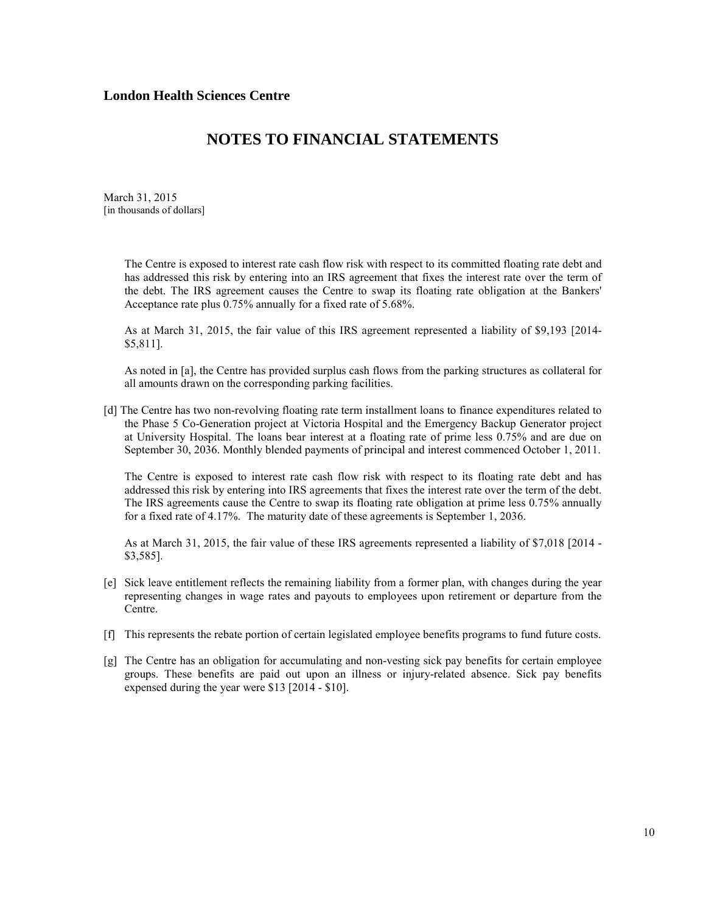**London Health Sciences Centre**

# NOTES TO FINANCIAL STATEMENTS

March 31, 2015
[in thousands of dollars]

The Centre is exposed to interest rate cash flow risk with respect to its committed floating rate debt and has addressed this risk by entering into an IRS agreement that fixes the interest rate over the term of the debt. The IRS agreement causes the Centre to swap its floating rate obligation at the Bankers' Acceptance rate plus 0.75% annually for a fixed rate of 5.68%.

As at March 31, 2015, the fair value of this IRS agreement represented a liability of $9,193 [2014- $5,811].

As noted in [a], the Centre has provided surplus cash flows from the parking structures as collateral for all amounts drawn on the corresponding parking facilities.

[d] The Centre has two non-revolving floating rate term installment loans to finance expenditures related to the Phase 5 Co-Generation project at Victoria Hospital and the Emergency Backup Generator project at University Hospital. The loans bear interest at a floating rate of prime less 0.75% and are due on September 30, 2036. Monthly blended payments of principal and interest commenced October 1, 2011.

The Centre is exposed to interest rate cash flow risk with respect to its floating rate debt and has addressed this risk by entering into IRS agreements that fixes the interest rate over the term of the debt. The IRS agreements cause the Centre to swap its floating rate obligation at prime less 0.75% annually for a fixed rate of 4.17%. The maturity date of these agreements is September 1, 2036.

As at March 31, 2015, the fair value of these IRS agreements represented a liability of $7,018 [2014 - $3,585].

[e] Sick leave entitlement reflects the remaining liability from a former plan, with changes during the year representing changes in wage rates and payouts to employees upon retirement or departure from the Centre.

[f] This represents the rebate portion of certain legislated employee benefits programs to fund future costs.

[g] The Centre has an obligation for accumulating and non-vesting sick pay benefits for certain employee groups. These benefits are paid out upon an illness or injury-related absence. Sick pay benefits expensed during the year were $13 [2014 - $10].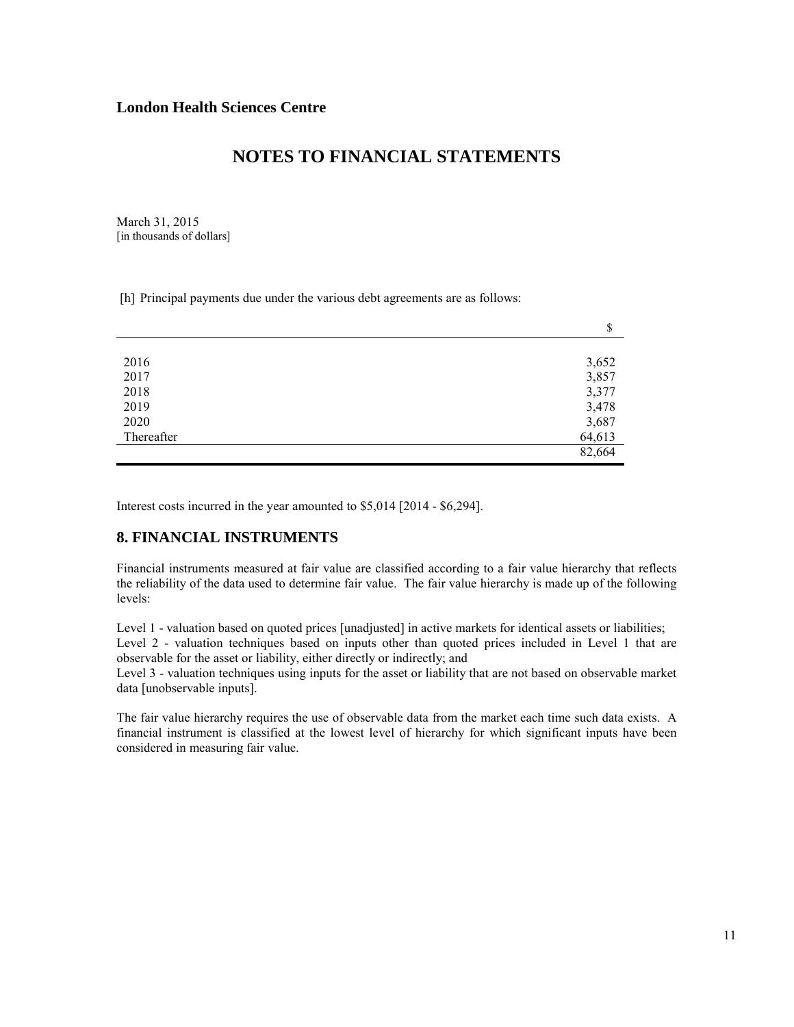**London Health Sciences Centre**

# NOTES TO FINANCIAL STATEMENTS

March 31, 2015
[in thousands of dollars]

[h] Principal payments due under the various debt agreements are as follows:

| | $ |
|---|---|
| 2016 | 3,652 |
| 2017 | 3,857 |
| 2018 | 3,377 |
| 2019 | 3,478 |
| 2020 | 3,687 |
| Thereafter | 64,613 |
| | 82,664 |

Interest costs incurred in the year amounted to $5,014 [2014 - $6,294].

## 8. FINANCIAL INSTRUMENTS

Financial instruments measured at fair value are classified according to a fair value hierarchy that reflects the reliability of the data used to determine fair value. The fair value hierarchy is made up of the following levels:

Level 1 - valuation based on quoted prices [unadjusted] in active markets for identical assets or liabilities;
Level 2 - valuation techniques based on inputs other than quoted prices included in Level 1 that are observable for the asset or liability, either directly or indirectly; and
Level 3 - valuation techniques using inputs for the asset or liability that are not based on observable market data [unobservable inputs].

The fair value hierarchy requires the use of observable data from the market each time such data exists. A financial instrument is classified at the lowest level of hierarchy for which significant inputs have been considered in measuring fair value.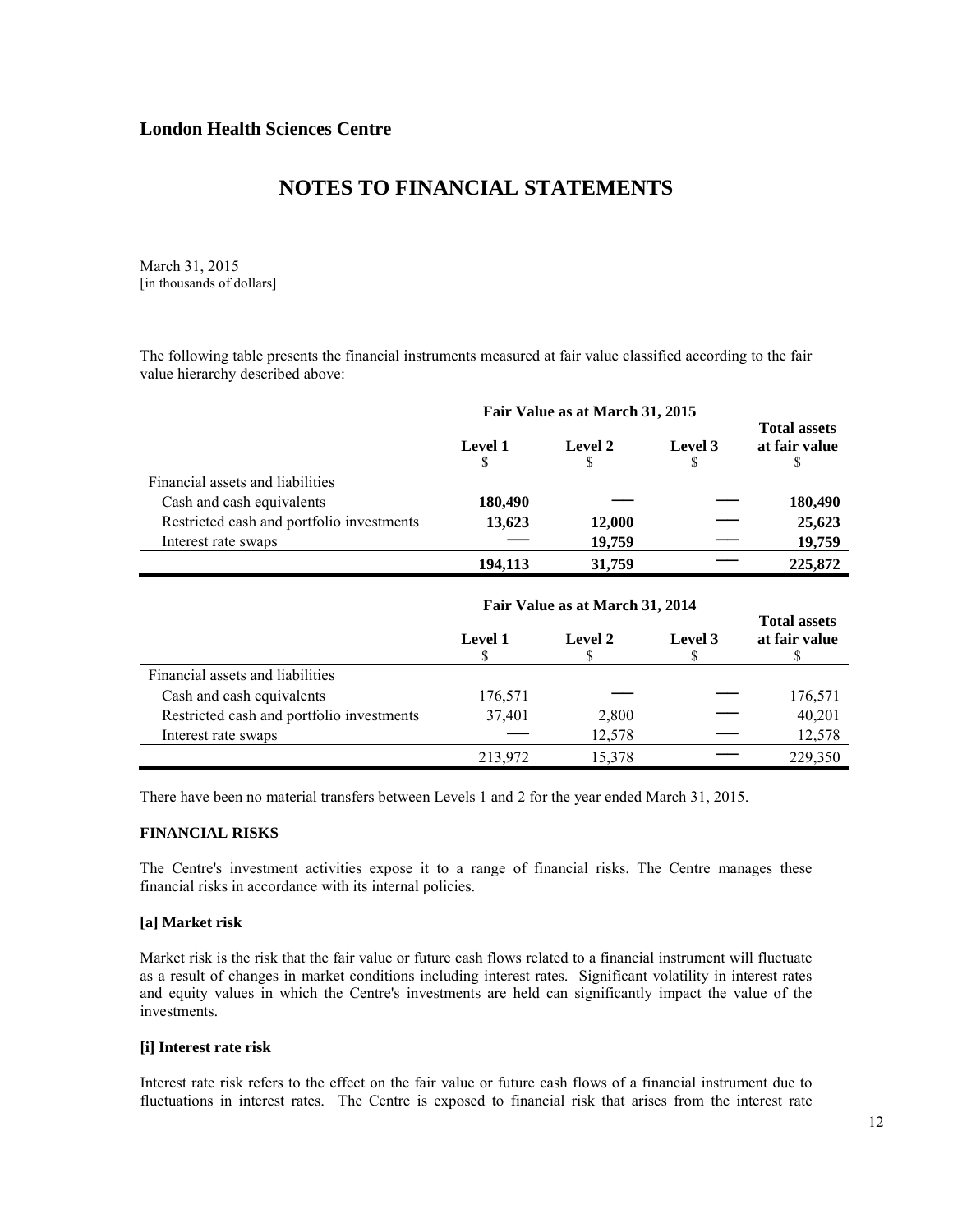## London Health Sciences Centre

# NOTES TO FINANCIAL STATEMENTS

March 31, 2015
[in thousands of dollars]

The following table presents the financial instruments measured at fair value classified according to the fair value hierarchy described above:

| | Fair Value as at March 31, 2015 | | | |
|---|---|---|---|---|
| | **Level 1** $ | **Level 2** $ | **Level 3** $ | **Total assets at fair value** $ |
| Financial assets and liabilities | | | | |
| Cash and cash equivalents | **180,490** | — | — | **180,490** |
| Restricted cash and portfolio investments | **13,623** | **12,000** | — | **25,623** |
| Interest rate swaps | — | **19,759** | — | **19,759** |
| | **194,113** | **31,759** | — | **225,872** |

| | Fair Value as at March 31, 2014 | | | |
|---|---|---|---|---|
| | **Level 1** $ | **Level 2** $ | **Level 3** $ | **Total assets at fair value** $ |
| Financial assets and liabilities | | | | |
| Cash and cash equivalents | 176,571 | — | — | 176,571 |
| Restricted cash and portfolio investments | 37,401 | 2,800 | — | 40,201 |
| Interest rate swaps | — | 12,578 | — | 12,578 |
| | 213,972 | 15,378 | — | 229,350 |

There have been no material transfers between Levels 1 and 2 for the year ended March 31, 2015.

**FINANCIAL RISKS**

The Centre's investment activities expose it to a range of financial risks. The Centre manages these financial risks in accordance with its internal policies.

**[a] Market risk**

Market risk is the risk that the fair value or future cash flows related to a financial instrument will fluctuate as a result of changes in market conditions including interest rates. Significant volatility in interest rates and equity values in which the Centre's investments are held can significantly impact the value of the investments.

**[i] Interest rate risk**

Interest rate risk refers to the effect on the fair value or future cash flows of a financial instrument due to fluctuations in interest rates. The Centre is exposed to financial risk that arises from the interest rate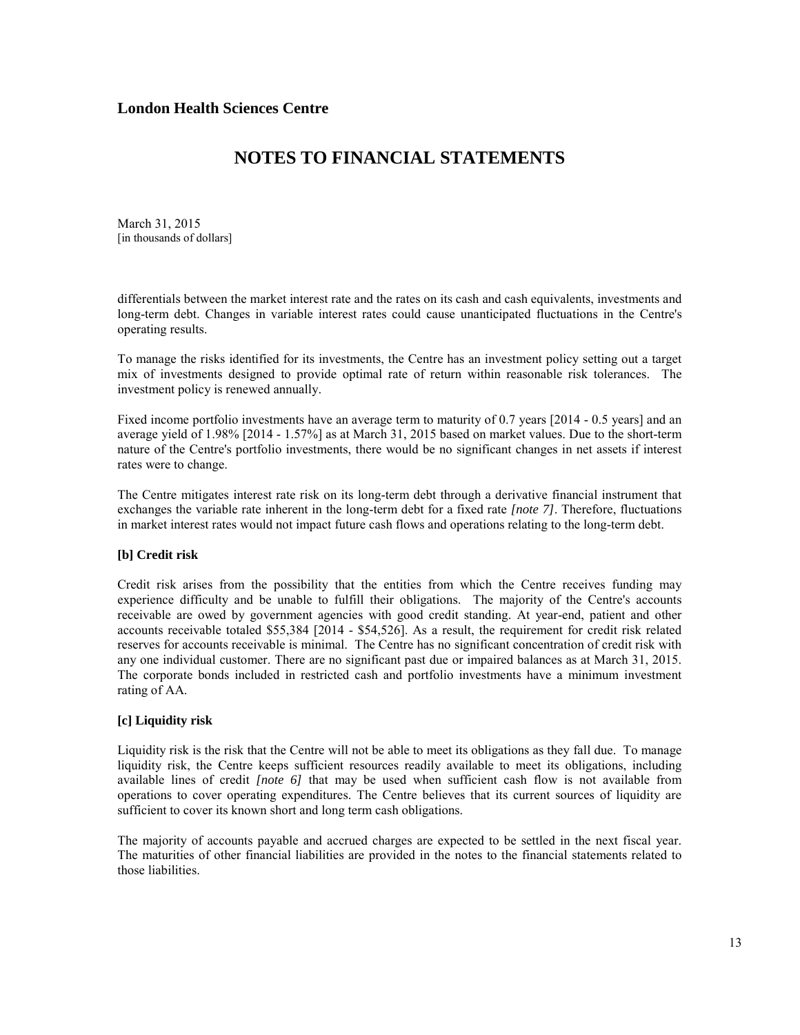differentials between the market interest rate and the rates on its cash and cash equivalents, investments and long-term debt. Changes in variable interest rates could cause unanticipated fluctuations in the Centre's operating results.

To manage the risks identified for its investments, the Centre has an investment policy setting out a target mix of investments designed to provide optimal rate of return within reasonable risk tolerances. The investment policy is renewed annually.

Fixed income portfolio investments have an average term to maturity of 0.7 years [2014 - 0.5 years] and an average yield of 1.98% [2014 - 1.57%] as at March 31, 2015 based on market values. Due to the short-term nature of the Centre's portfolio investments, there would be no significant changes in net assets if interest rates were to change.

The Centre mitigates interest rate risk on its long-term debt through a derivative financial instrument that exchanges the variable rate inherent in the long-term debt for a fixed rate *[note 7]*. Therefore, fluctuations in market interest rates would not impact future cash flows and operations relating to the long-term debt.

### [b] Credit risk

Credit risk arises from the possibility that the entities from which the Centre receives funding may experience difficulty and be unable to fulfill their obligations. The majority of the Centre's accounts receivable are owed by government agencies with good credit standing. At year-end, patient and other accounts receivable totaled $55,384 [2014 - $54,526]. As a result, the requirement for credit risk related reserves for accounts receivable is minimal. The Centre has no significant concentration of credit risk with any one individual customer. There are no significant past due or impaired balances as at March 31, 2015. The corporate bonds included in restricted cash and portfolio investments have a minimum investment rating of AA.

### [c] Liquidity risk

Liquidity risk is the risk that the Centre will not be able to meet its obligations as they fall due. To manage liquidity risk, the Centre keeps sufficient resources readily available to meet its obligations, including available lines of credit *[note 6]* that may be used when sufficient cash flow is not available from operations to cover operating expenditures. The Centre believes that its current sources of liquidity are sufficient to cover its known short and long term cash obligations.

The majority of accounts payable and accrued charges are expected to be settled in the next fiscal year. The maturities of other financial liabilities are provided in the notes to the financial statements related to those liabilities.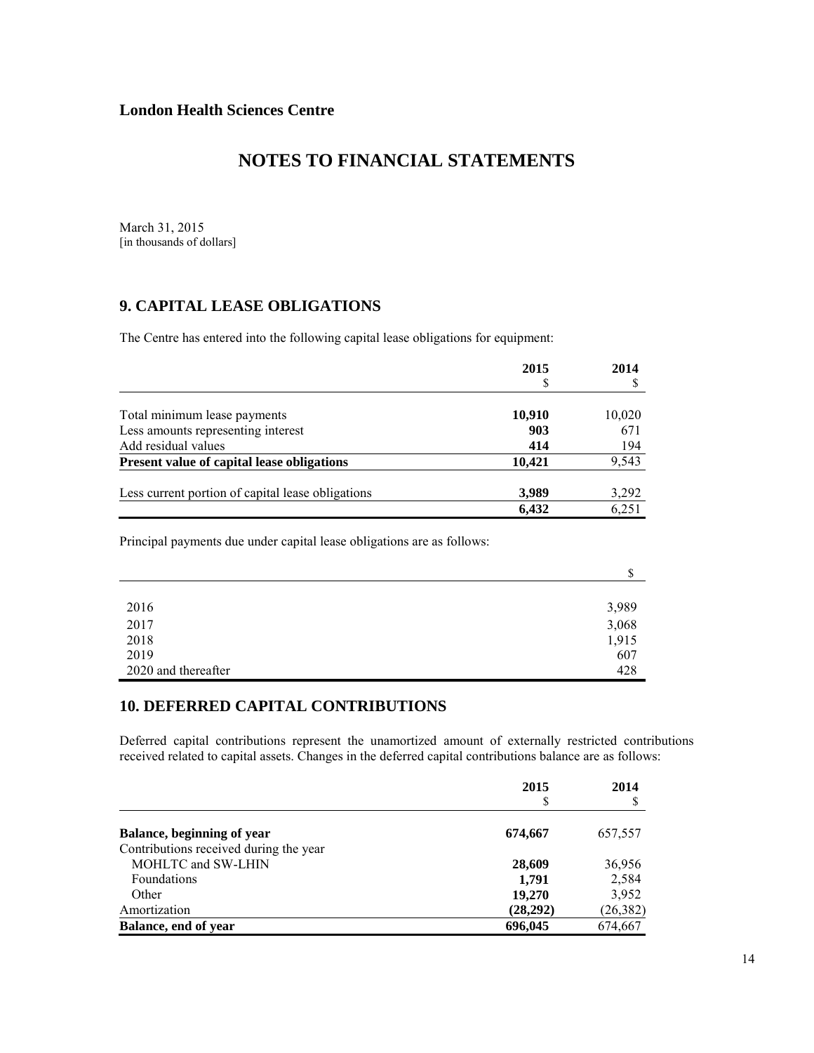**London Health Sciences Centre**

# NOTES TO FINANCIAL STATEMENTS

March 31, 2015
[in thousands of dollars]

## 9. CAPITAL LEASE OBLIGATIONS

The Centre has entered into the following capital lease obligations for equipment:

| | 2015<br>$ | 2014<br>$ |
|---|---|---|
| Total minimum lease payments | **10,910** | 10,020 |
| Less amounts representing interest | **903** | 671 |
| Add residual values | **414** | 194 |
| **Present value of capital lease obligations** | **10,421** | 9,543 |
| Less current portion of capital lease obligations | **3,989** | 3,292 |
| | **6,432** | 6,251 |

Principal payments due under capital lease obligations are as follows:

| | $ |
|---|---|
| 2016 | 3,989 |
| 2017 | 3,068 |
| 2018 | 1,915 |
| 2019 | 607 |
| 2020 and thereafter | 428 |

## 10. DEFERRED CAPITAL CONTRIBUTIONS

Deferred capital contributions represent the unamortized amount of externally restricted contributions received related to capital assets. Changes in the deferred capital contributions balance are as follows:

| | 2015<br>$ | 2014<br>$ |
|---|---|---|
| **Balance, beginning of year** | **674,667** | 657,557 |
| Contributions received during the year | | |
| MOHLTC and SW-LHIN | **28,609** | 36,956 |
| Foundations | **1,791** | 2,584 |
| Other | **19,270** | 3,952 |
| Amortization | **(28,292)** | (26,382) |
| **Balance, end of year** | **696,045** | 674,667 |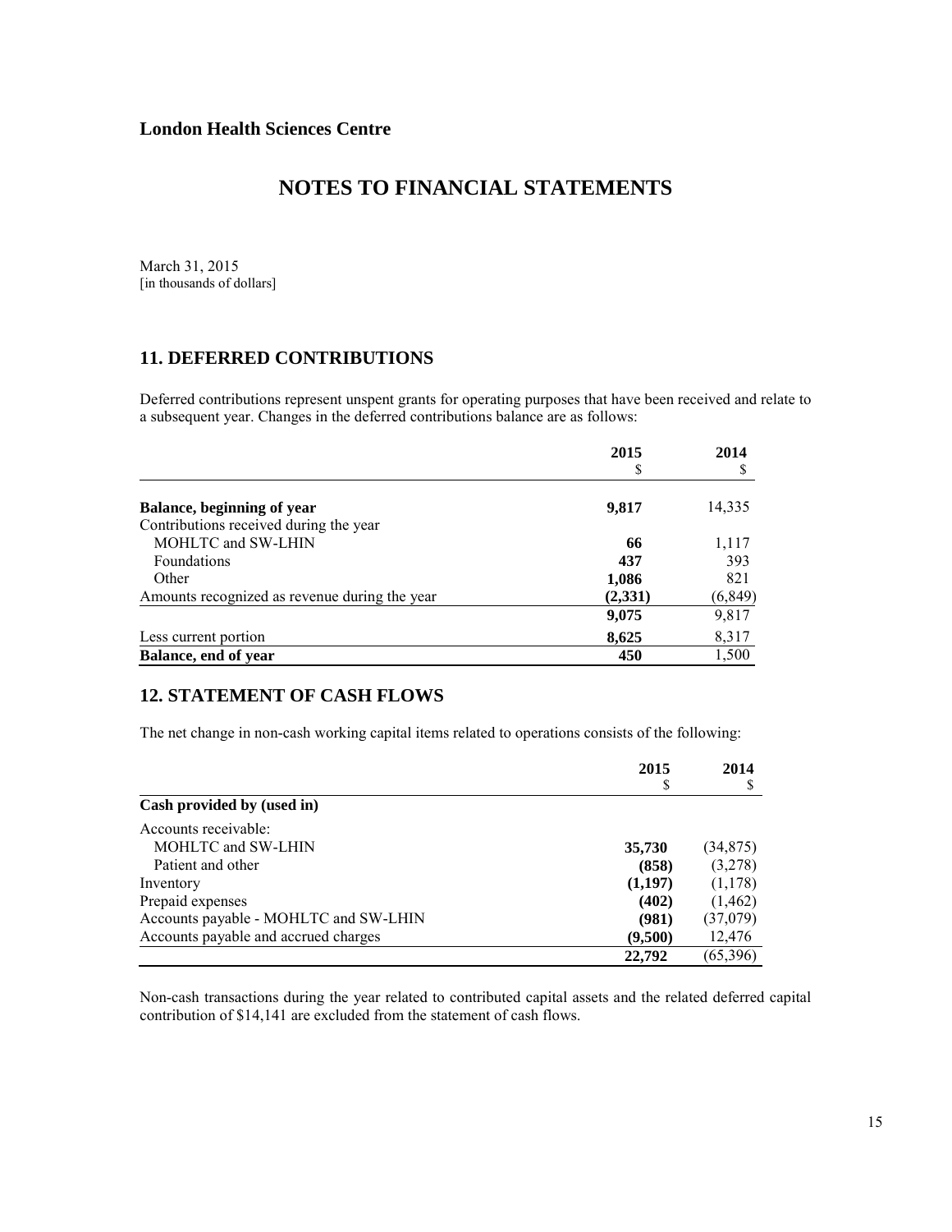**London Health Sciences Centre**

# NOTES TO FINANCIAL STATEMENTS

March 31, 2015
[in thousands of dollars]

## 11. DEFERRED CONTRIBUTIONS

Deferred contributions represent unspent grants for operating purposes that have been received and relate to a subsequent year. Changes in the deferred contributions balance are as follows:

| | 2015<br>$ | 2014<br>$ |
|---|---|---|
| **Balance, beginning of year** | **9,817** | 14,335 |
| Contributions received during the year | | |
| MOHLTC and SW-LHIN | **66** | 1,117 |
| Foundations | **437** | 393 |
| Other | **1,086** | 821 |
| Amounts recognized as revenue during the year | **(2,331)** | (6,849) |
| | **9,075** | 9,817 |
| Less current portion | **8,625** | 8,317 |
| **Balance, end of year** | **450** | 1,500 |

## 12. STATEMENT OF CASH FLOWS

The net change in non-cash working capital items related to operations consists of the following:

| | 2015<br>$ | 2014<br>$ |
|---|---|---|
| **Cash provided by (used in)** | | |
| Accounts receivable: | | |
| MOHLTC and SW-LHIN | **35,730** | (34,875) |
| Patient and other | **(858)** | (3,278) |
| Inventory | **(1,197)** | (1,178) |
| Prepaid expenses | **(402)** | (1,462) |
| Accounts payable - MOHLTC and SW-LHIN | **(981)** | (37,079) |
| Accounts payable and accrued charges | **(9,500)** | 12,476 |
| | **22,792** | (65,396) |

Non-cash transactions during the year related to contributed capital assets and the related deferred capital contribution of $14,141 are excluded from the statement of cash flows.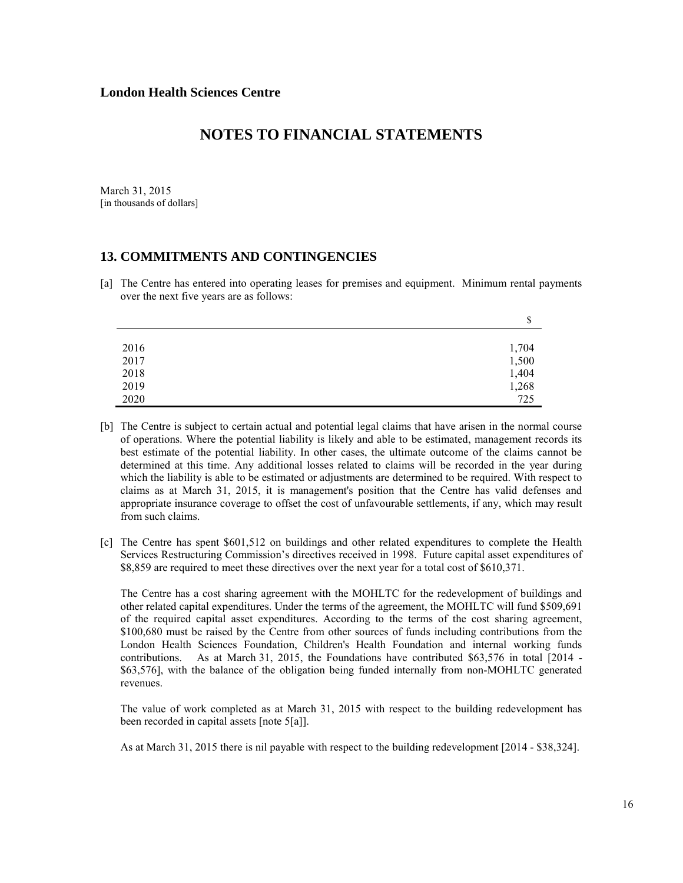**London Health Sciences Centre**

# NOTES TO FINANCIAL STATEMENTS

March 31, 2015
[in thousands of dollars]

## 13. COMMITMENTS AND CONTINGENCIES

[a] The Centre has entered into operating leases for premises and equipment. Minimum rental payments over the next five years are as follows:

| | $ |
|---|---|
| 2016 | 1,704 |
| 2017 | 1,500 |
| 2018 | 1,404 |
| 2019 | 1,268 |
| 2020 | 725 |

[b] The Centre is subject to certain actual and potential legal claims that have arisen in the normal course of operations. Where the potential liability is likely and able to be estimated, management records its best estimate of the potential liability. In other cases, the ultimate outcome of the claims cannot be determined at this time. Any additional losses related to claims will be recorded in the year during which the liability is able to be estimated or adjustments are determined to be required. With respect to claims as at March 31, 2015, it is management's position that the Centre has valid defenses and appropriate insurance coverage to offset the cost of unfavourable settlements, if any, which may result from such claims.

[c] The Centre has spent $601,512 on buildings and other related expenditures to complete the Health Services Restructuring Commission's directives received in 1998. Future capital asset expenditures of $8,859 are required to meet these directives over the next year for a total cost of $610,371.

The Centre has a cost sharing agreement with the MOHLTC for the redevelopment of buildings and other related capital expenditures. Under the terms of the agreement, the MOHLTC will fund $509,691 of the required capital asset expenditures. According to the terms of the cost sharing agreement, $100,680 must be raised by the Centre from other sources of funds including contributions from the London Health Sciences Foundation, Children's Health Foundation and internal working funds contributions. As at March 31, 2015, the Foundations have contributed $63,576 in total [2014 - $63,576], with the balance of the obligation being funded internally from non-MOHLTC generated revenues.

The value of work completed as at March 31, 2015 with respect to the building redevelopment has been recorded in capital assets [note 5[a]].

As at March 31, 2015 there is nil payable with respect to the building redevelopment [2014 - $38,324].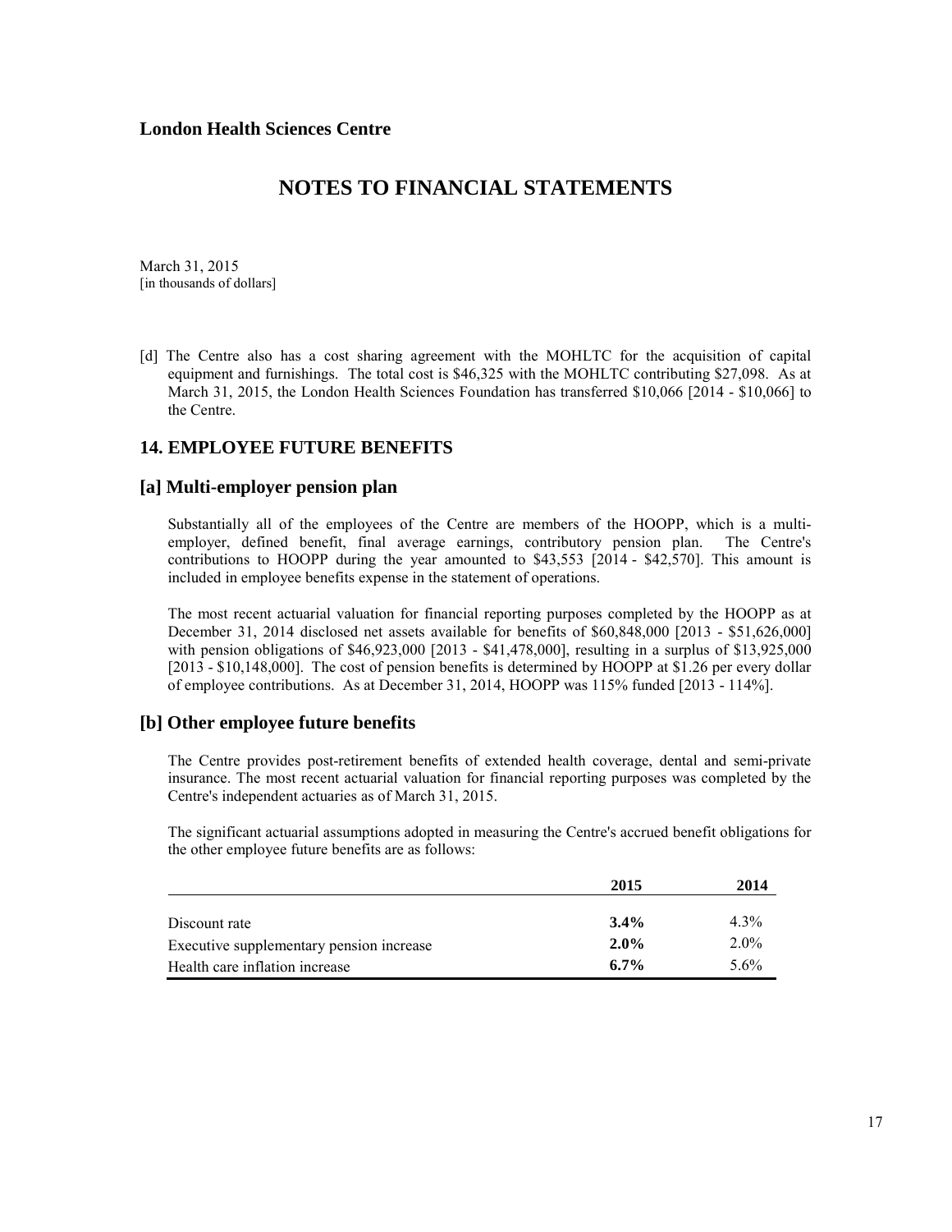**London Health Sciences Centre**

# NOTES TO FINANCIAL STATEMENTS

March 31, 2015
[in thousands of dollars]

[d] The Centre also has a cost sharing agreement with the MOHLTC for the acquisition of capital equipment and furnishings. The total cost is $46,325 with the MOHLTC contributing $27,098. As at March 31, 2015, the London Health Sciences Foundation has transferred $10,066 [2014 - $10,066] to the Centre.

## 14. EMPLOYEE FUTURE BENEFITS

### [a] Multi-employer pension plan

Substantially all of the employees of the Centre are members of the HOOPP, which is a multi-employer, defined benefit, final average earnings, contributory pension plan. The Centre's contributions to HOOPP during the year amounted to $43,553 [2014 - $42,570]. This amount is included in employee benefits expense in the statement of operations.

The most recent actuarial valuation for financial reporting purposes completed by the HOOPP as at December 31, 2014 disclosed net assets available for benefits of $60,848,000 [2013 - $51,626,000] with pension obligations of $46,923,000 [2013 - $41,478,000], resulting in a surplus of $13,925,000 [2013 - $10,148,000]. The cost of pension benefits is determined by HOOPP at $1.26 per every dollar of employee contributions. As at December 31, 2014, HOOPP was 115% funded [2013 - 114%].

### [b] Other employee future benefits

The Centre provides post-retirement benefits of extended health coverage, dental and semi-private insurance. The most recent actuarial valuation for financial reporting purposes was completed by the Centre's independent actuaries as of March 31, 2015.

The significant actuarial assumptions adopted in measuring the Centre's accrued benefit obligations for the other employee future benefits are as follows:

| | 2015 | 2014 |
|---|---|---|
| Discount rate | **3.4%** | 4.3% |
| Executive supplementary pension increase | **2.0%** | 2.0% |
| Health care inflation increase | **6.7%** | 5.6% |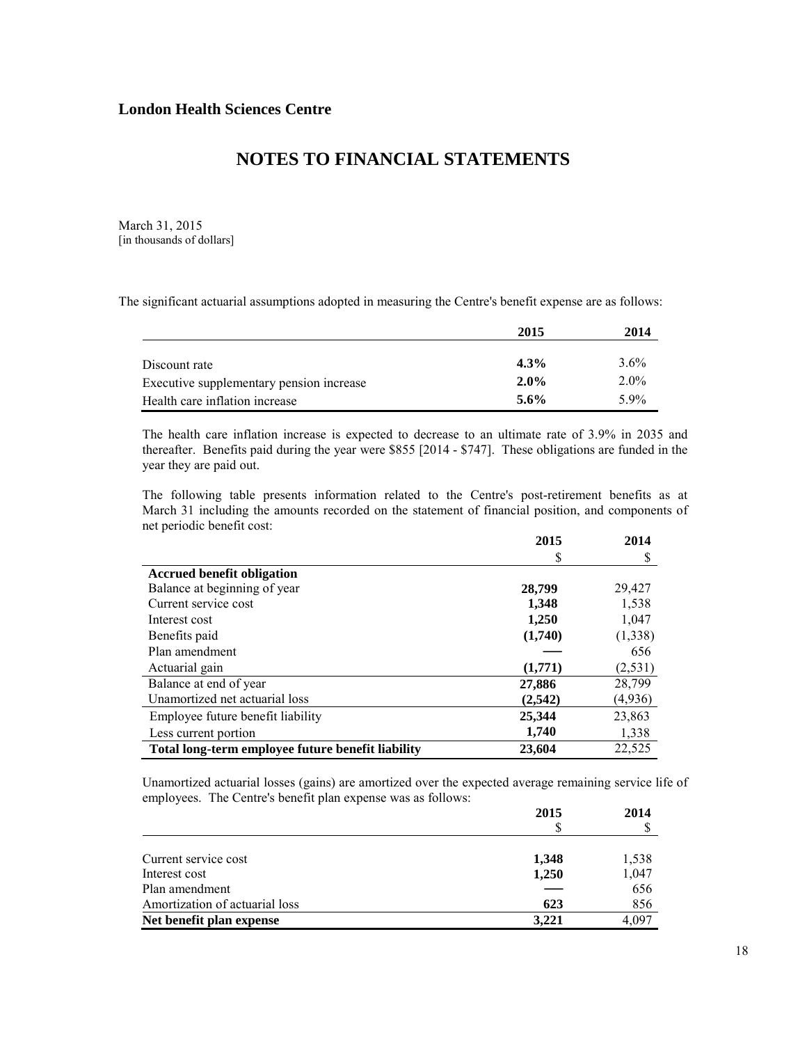**London Health Sciences Centre**

# NOTES TO FINANCIAL STATEMENTS

March 31, 2015
[in thousands of dollars]

The significant actuarial assumptions adopted in measuring the Centre's benefit expense are as follows:

| | 2015 | 2014 |
|---|---|---|
| Discount rate | **4.3%** | 3.6% |
| Executive supplementary pension increase | **2.0%** | 2.0% |
| Health care inflation increase | **5.6%** | 5.9% |

The health care inflation increase is expected to decrease to an ultimate rate of 3.9% in 2035 and thereafter. Benefits paid during the year were $855 [2014 - $747]. These obligations are funded in the year they are paid out.

The following table presents information related to the Centre's post-retirement benefits as at March 31 including the amounts recorded on the statement of financial position, and components of net periodic benefit cost:

| | 2015<br>$ | 2014<br>$ |
|---|---|---|
| **Accrued benefit obligation** | | |
| Balance at beginning of year | **28,799** | 29,427 |
| Current service cost | **1,348** | 1,538 |
| Interest cost | **1,250** | 1,047 |
| Benefits paid | **(1,740)** | (1,338) |
| Plan amendment | **—** | 656 |
| Actuarial gain | **(1,771)** | (2,531) |
| Balance at end of year | **27,886** | 28,799 |
| Unamortized net actuarial loss | **(2,542)** | (4,936) |
| Employee future benefit liability | **25,344** | 23,863 |
| Less current portion | **1,740** | 1,338 |
| **Total long-term employee future benefit liability** | **23,604** | 22,525 |

Unamortized actuarial losses (gains) are amortized over the expected average remaining service life of employees. The Centre's benefit plan expense was as follows:

| | 2015<br>$ | 2014<br>$ |
|---|---|---|
| Current service cost | **1,348** | 1,538 |
| Interest cost | **1,250** | 1,047 |
| Plan amendment | **—** | 656 |
| Amortization of actuarial loss | **623** | 856 |
| **Net benefit plan expense** | **3,221** | 4,097 |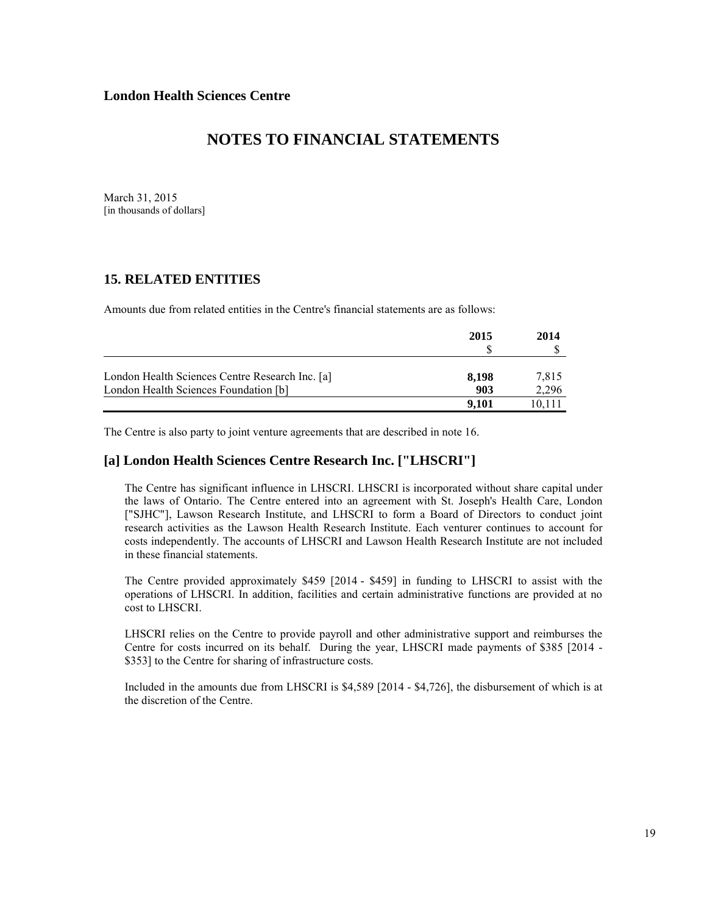**London Health Sciences Centre**

# NOTES TO FINANCIAL STATEMENTS

March 31, 2015
[in thousands of dollars]

## 15. RELATED ENTITIES

Amounts due from related entities in the Centre's financial statements are as follows:

| | 2015<br>$ | 2014<br>$ |
|---|---|---|
| London Health Sciences Centre Research Inc. [a] | **8,198** | 7,815 |
| London Health Sciences Foundation [b] | **903** | 2,296 |
| | **9,101** | 10,111 |

The Centre is also party to joint venture agreements that are described in note 16.

### [a] London Health Sciences Centre Research Inc. ["LHSCRI"]

The Centre has significant influence in LHSCRI. LHSCRI is incorporated without share capital under the laws of Ontario. The Centre entered into an agreement with St. Joseph's Health Care, London ["SJHC"], Lawson Research Institute, and LHSCRI to form a Board of Directors to conduct joint research activities as the Lawson Health Research Institute. Each venturer continues to account for costs independently. The accounts of LHSCRI and Lawson Health Research Institute are not included in these financial statements.

The Centre provided approximately $459 [2014 - $459] in funding to LHSCRI to assist with the operations of LHSCRI. In addition, facilities and certain administrative functions are provided at no cost to LHSCRI.

LHSCRI relies on the Centre to provide payroll and other administrative support and reimburses the Centre for costs incurred on its behalf. During the year, LHSCRI made payments of $385 [2014 - $353] to the Centre for sharing of infrastructure costs.

Included in the amounts due from LHSCRI is $4,589 [2014 - $4,726], the disbursement of which is at the discretion of the Centre.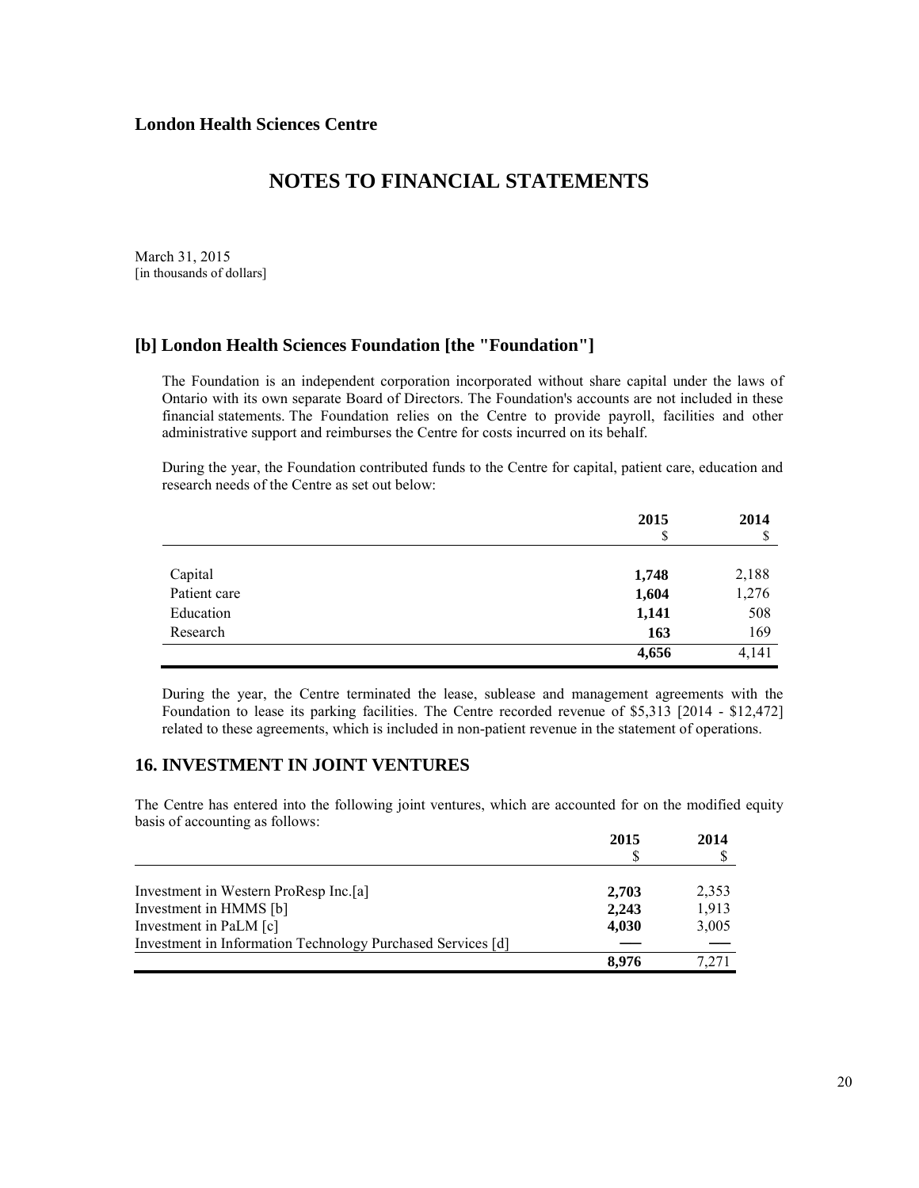London Health Sciences Centre

# NOTES TO FINANCIAL STATEMENTS

March 31, 2015
[in thousands of dollars]

## [b] London Health Sciences Foundation [the "Foundation"]

The Foundation is an independent corporation incorporated without share capital under the laws of Ontario with its own separate Board of Directors. The Foundation's accounts are not included in these financial statements. The Foundation relies on the Centre to provide payroll, facilities and other administrative support and reimburses the Centre for costs incurred on its behalf.

During the year, the Foundation contributed funds to the Centre for capital, patient care, education and research needs of the Centre as set out below:

| | 2015<br>$ | 2014<br>$ |
|---|---|---|
| Capital | **1,748** | 2,188 |
| Patient care | **1,604** | 1,276 |
| Education | **1,141** | 508 |
| Research | **163** | 169 |
| | **4,656** | 4,141 |

During the year, the Centre terminated the lease, sublease and management agreements with the Foundation to lease its parking facilities. The Centre recorded revenue of $5,313 [2014 - $12,472] related to these agreements, which is included in non-patient revenue in the statement of operations.

## 16. INVESTMENT IN JOINT VENTURES

The Centre has entered into the following joint ventures, which are accounted for on the modified equity basis of accounting as follows:

| | 2015<br>$ | 2014<br>$ |
|---|---|---|
| Investment in Western ProResp Inc.[a] | **2,703** | 2,353 |
| Investment in HMMS [b] | **2,243** | 1,913 |
| Investment in PaLM [c] | **4,030** | 3,005 |
| Investment in Information Technology Purchased Services [d] | **—** | — |
| | **8,976** | 7,271 |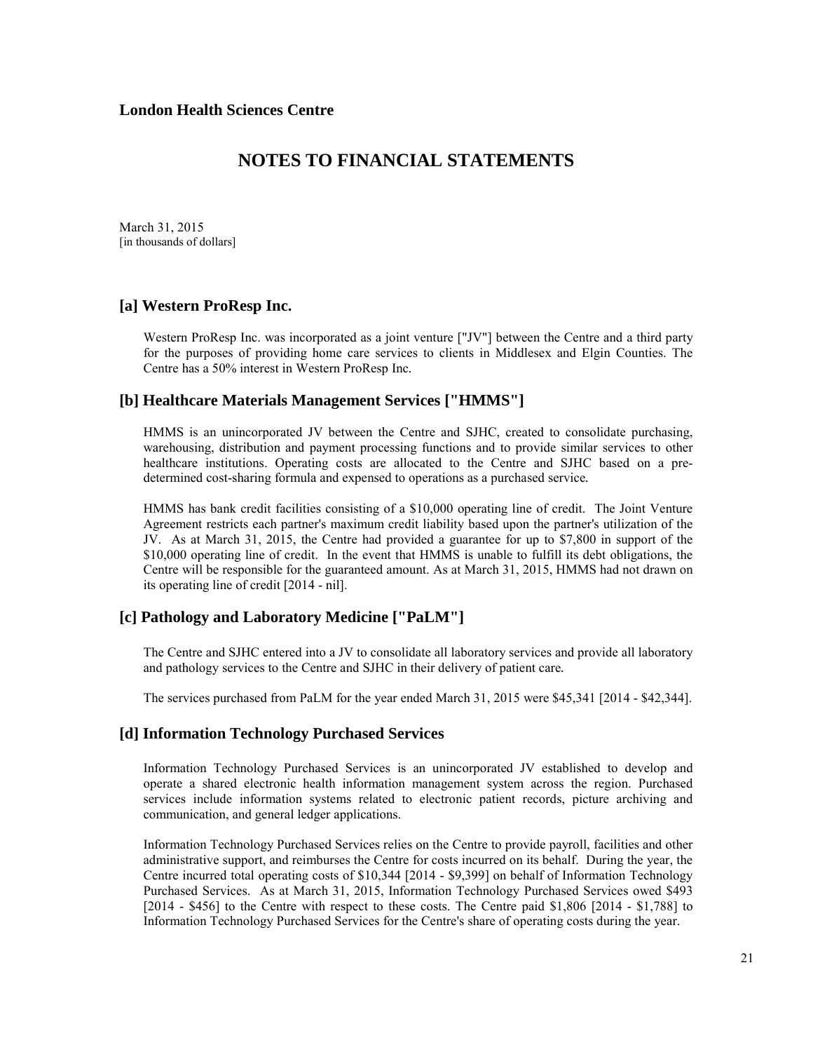**London Health Sciences Centre**

# NOTES TO FINANCIAL STATEMENTS

March 31, 2015
[in thousands of dollars]

## [a] Western ProResp Inc.

Western ProResp Inc. was incorporated as a joint venture ["JV"] between the Centre and a third party for the purposes of providing home care services to clients in Middlesex and Elgin Counties. The Centre has a 50% interest in Western ProResp Inc.

## [b] Healthcare Materials Management Services ["HMMS"]

HMMS is an unincorporated JV between the Centre and SJHC, created to consolidate purchasing, warehousing, distribution and payment processing functions and to provide similar services to other healthcare institutions. Operating costs are allocated to the Centre and SJHC based on a pre-determined cost-sharing formula and expensed to operations as a purchased service.

HMMS has bank credit facilities consisting of a $10,000 operating line of credit. The Joint Venture Agreement restricts each partner's maximum credit liability based upon the partner's utilization of the JV. As at March 31, 2015, the Centre had provided a guarantee for up to $7,800 in support of the $10,000 operating line of credit. In the event that HMMS is unable to fulfill its debt obligations, the Centre will be responsible for the guaranteed amount. As at March 31, 2015, HMMS had not drawn on its operating line of credit [2014 - nil].

## [c] Pathology and Laboratory Medicine ["PaLM"]

The Centre and SJHC entered into a JV to consolidate all laboratory services and provide all laboratory and pathology services to the Centre and SJHC in their delivery of patient care.

The services purchased from PaLM for the year ended March 31, 2015 were $45,341 [2014 - $42,344].

## [d] Information Technology Purchased Services

Information Technology Purchased Services is an unincorporated JV established to develop and operate a shared electronic health information management system across the region. Purchased services include information systems related to electronic patient records, picture archiving and communication, and general ledger applications.

Information Technology Purchased Services relies on the Centre to provide payroll, facilities and other administrative support, and reimburses the Centre for costs incurred on its behalf. During the year, the Centre incurred total operating costs of $10,344 [2014 - $9,399] on behalf of Information Technology Purchased Services. As at March 31, 2015, Information Technology Purchased Services owed $493 [2014 - $456] to the Centre with respect to these costs. The Centre paid $1,806 [2014 - $1,788] to Information Technology Purchased Services for the Centre's share of operating costs during the year.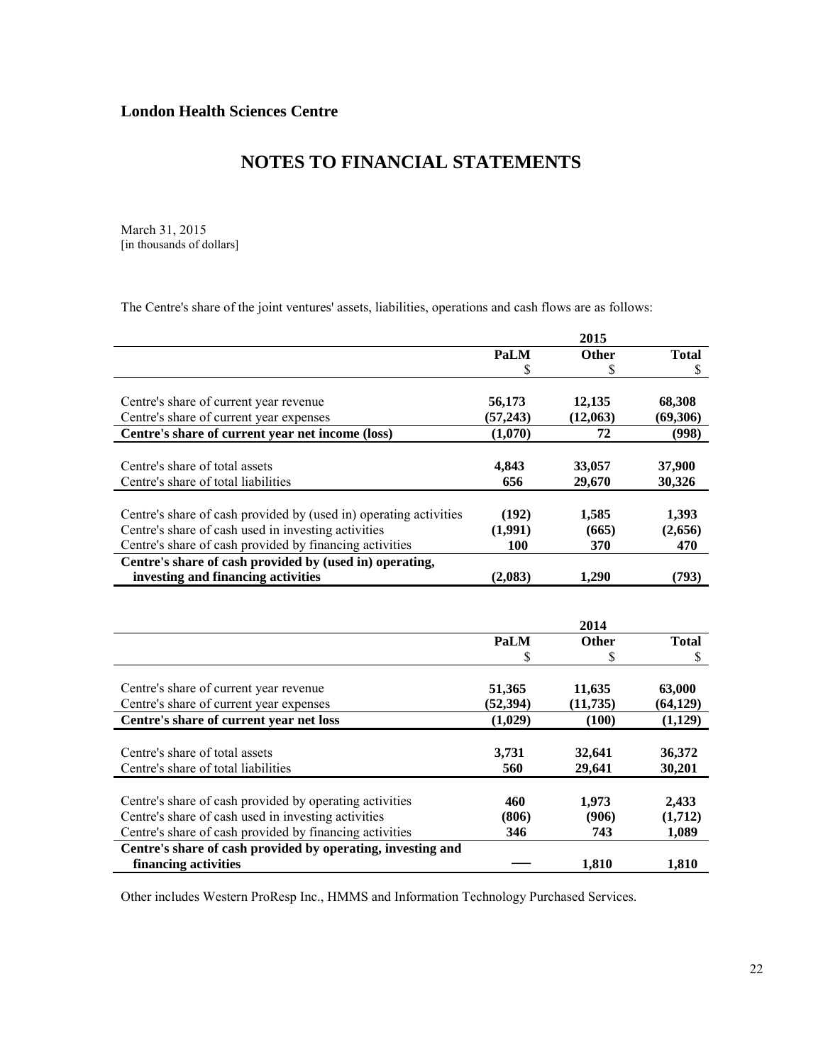**London Health Sciences Centre**

# NOTES TO FINANCIAL STATEMENTS

March 31, 2015
[in thousands of dollars]

The Centre's share of the joint ventures' assets, liabilities, operations and cash flows are as follows:

| | 2015 | | |
|---|---|---|---|
| | **PaLM** | **Other** | **Total** |
| | $ | $ | $ |
| Centre's share of current year revenue | **56,173** | **12,135** | **68,308** |
| Centre's share of current year expenses | **(57,243)** | **(12,063)** | **(69,306)** |
| **Centre's share of current year net income (loss)** | **(1,070)** | **72** | **(998)** |
| Centre's share of total assets | **4,843** | **33,057** | **37,900** |
| Centre's share of total liabilities | **656** | **29,670** | **30,326** |
| Centre's share of cash provided by (used in) operating activities | **(192)** | **1,585** | **1,393** |
| Centre's share of cash used in investing activities | **(1,991)** | **(665)** | **(2,656)** |
| Centre's share of cash provided by financing activities | **100** | **370** | **470** |
| **Centre's share of cash provided by (used in) operating, investing and financing activities** | **(2,083)** | **1,290** | **(793)** |

| | 2014 | | |
|---|---|---|---|
| | **PaLM** | **Other** | **Total** |
| | $ | $ | $ |
| Centre's share of current year revenue | 51,365 | 11,635 | 63,000 |
| Centre's share of current year expenses | (52,394) | (11,735) | (64,129) |
| **Centre's share of current year net loss** | (1,029) | (100) | (1,129) |
| Centre's share of total assets | 3,731 | 32,641 | 36,372 |
| Centre's share of total liabilities | 560 | 29,641 | 30,201 |
| Centre's share of cash provided by operating activities | 460 | 1,973 | 2,433 |
| Centre's share of cash used in investing activities | (806) | (906) | (1,712) |
| Centre's share of cash provided by financing activities | 346 | 743 | 1,089 |
| **Centre's share of cash provided by operating, investing and financing activities** | — | 1,810 | 1,810 |

Other includes Western ProResp Inc., HMMS and Information Technology Purchased Services.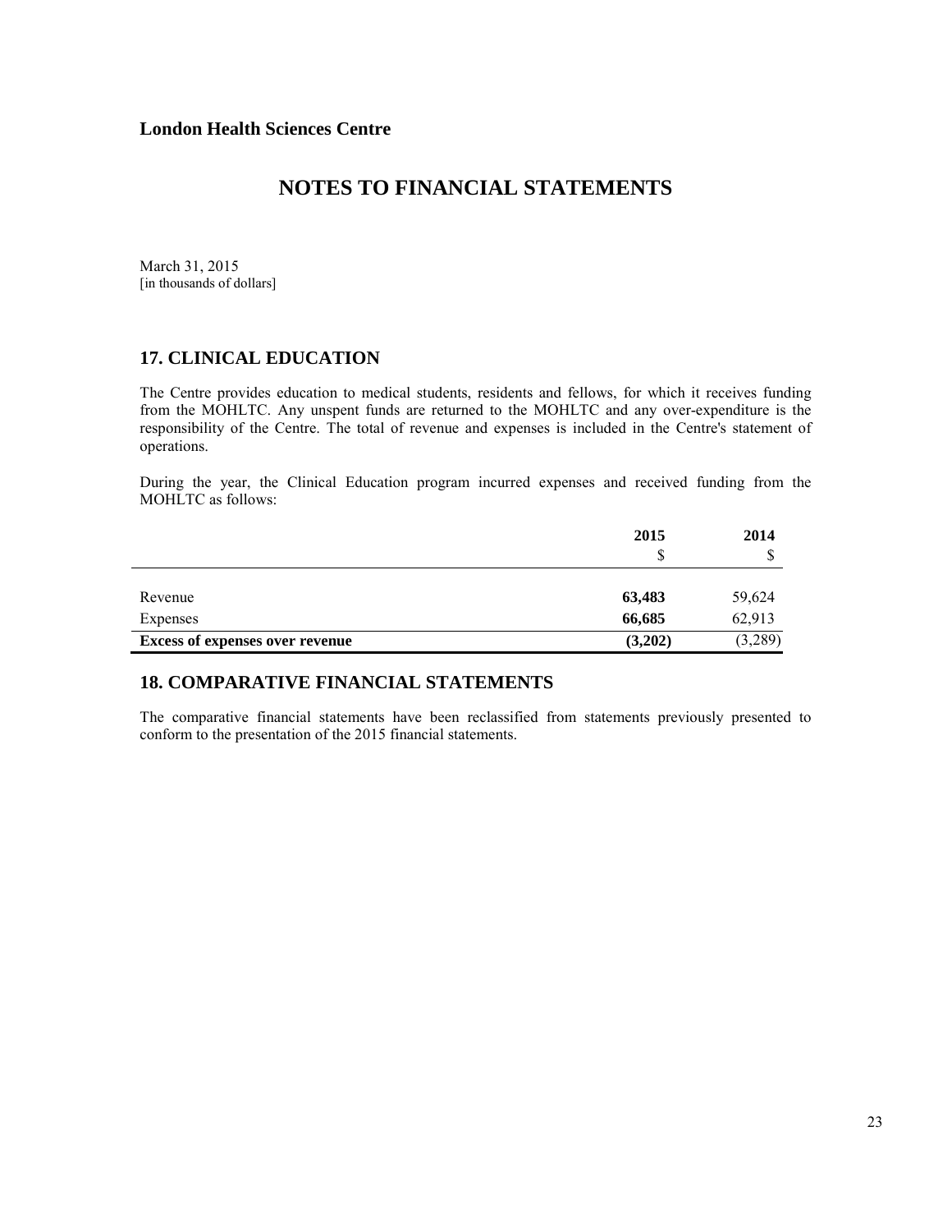**London Health Sciences Centre**

# NOTES TO FINANCIAL STATEMENTS

March 31, 2015
[in thousands of dollars]

## 17. CLINICAL EDUCATION

The Centre provides education to medical students, residents and fellows, for which it receives funding from the MOHLTC. Any unspent funds are returned to the MOHLTC and any over-expenditure is the responsibility of the Centre. The total of revenue and expenses is included in the Centre's statement of operations.

During the year, the Clinical Education program incurred expenses and received funding from the MOHLTC as follows:

| | 2015 | 2014 |
|---|---|---|
| | $ | $ |
| Revenue | **63,483** | 59,624 |
| Expenses | **66,685** | 62,913 |
| **Excess of expenses over revenue** | **(3,202)** | (3,289) |

## 18. COMPARATIVE FINANCIAL STATEMENTS

The comparative financial statements have been reclassified from statements previously presented to conform to the presentation of the 2015 financial statements.